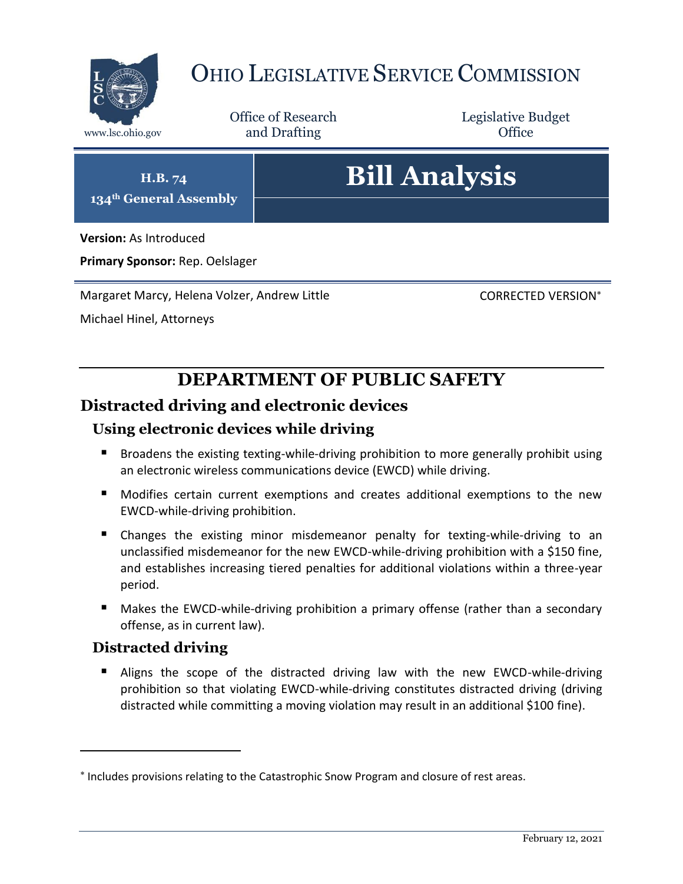# OHIO LEGISLATIVE SERVICE COMMISSION

www.lsc.ohio.gov

Office of Research and Drafting

Legislative Budget Office

**H.B. 74**
**134th General Assembly**

# Bill Analysis

**Version:** As Introduced

**Primary Sponsor:** Rep. Oelslager

Margaret Marcy, Helena Volzer, Andrew Little

Michael Hinel, Attorneys

CORRECTED VERSION*

## DEPARTMENT OF PUBLIC SAFETY

### Distracted driving and electronic devices

#### Using electronic devices while driving

- Broadens the existing texting-while-driving prohibition to more generally prohibit using an electronic wireless communications device (EWCD) while driving.
- Modifies certain current exemptions and creates additional exemptions to the new EWCD-while-driving prohibition.
- Changes the existing minor misdemeanor penalty for texting-while-driving to an unclassified misdemeanor for the new EWCD-while-driving prohibition with a $150 fine, and establishes increasing tiered penalties for additional violations within a three-year period.
- Makes the EWCD-while-driving prohibition a primary offense (rather than a secondary offense, as in current law).

#### Distracted driving

- Aligns the scope of the distracted driving law with the new EWCD-while-driving prohibition so that violating EWCD-while-driving constitutes distracted driving (driving distracted while committing a moving violation may result in an additional $100 fine).

---

* Includes provisions relating to the Catastrophic Snow Program and closure of rest areas.

February 12, 2021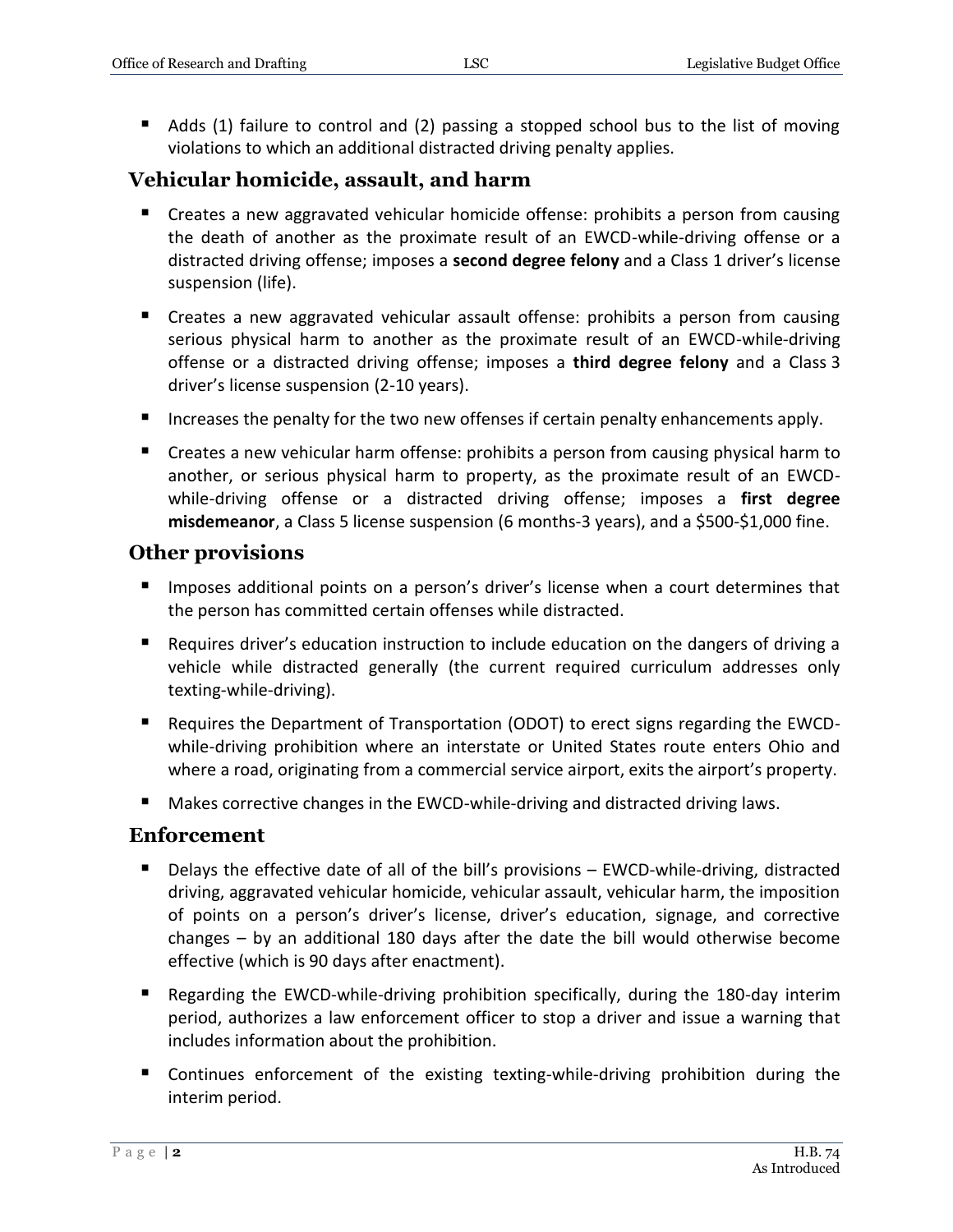- Adds (1) failure to control and (2) passing a stopped school bus to the list of moving violations to which an additional distracted driving penalty applies.

## Vehicular homicide, assault, and harm

- Creates a new aggravated vehicular homicide offense: prohibits a person from causing the death of another as the proximate result of an EWCD-while-driving offense or a distracted driving offense; imposes a **second degree felony** and a Class 1 driver's license suspension (life).
- Creates a new aggravated vehicular assault offense: prohibits a person from causing serious physical harm to another as the proximate result of an EWCD-while-driving offense or a distracted driving offense; imposes a **third degree felony** and a Class 3 driver's license suspension (2-10 years).
- Increases the penalty for the two new offenses if certain penalty enhancements apply.
- Creates a new vehicular harm offense: prohibits a person from causing physical harm to another, or serious physical harm to property, as the proximate result of an EWCD-while-driving offense or a distracted driving offense; imposes a **first degree misdemeanor**, a Class 5 license suspension (6 months-3 years), and a $500-$1,000 fine.

## Other provisions

- Imposes additional points on a person's driver's license when a court determines that the person has committed certain offenses while distracted.
- Requires driver's education instruction to include education on the dangers of driving a vehicle while distracted generally (the current required curriculum addresses only texting-while-driving).
- Requires the Department of Transportation (ODOT) to erect signs regarding the EWCD-while-driving prohibition where an interstate or United States route enters Ohio and where a road, originating from a commercial service airport, exits the airport's property.
- Makes corrective changes in the EWCD-while-driving and distracted driving laws.

## Enforcement

- Delays the effective date of all of the bill's provisions – EWCD-while-driving, distracted driving, aggravated vehicular homicide, vehicular assault, vehicular harm, the imposition of points on a person's driver's license, driver's education, signage, and corrective changes – by an additional 180 days after the date the bill would otherwise become effective (which is 90 days after enactment).
- Regarding the EWCD-while-driving prohibition specifically, during the 180-day interim period, authorizes a law enforcement officer to stop a driver and issue a warning that includes information about the prohibition.
- Continues enforcement of the existing texting-while-driving prohibition during the interim period.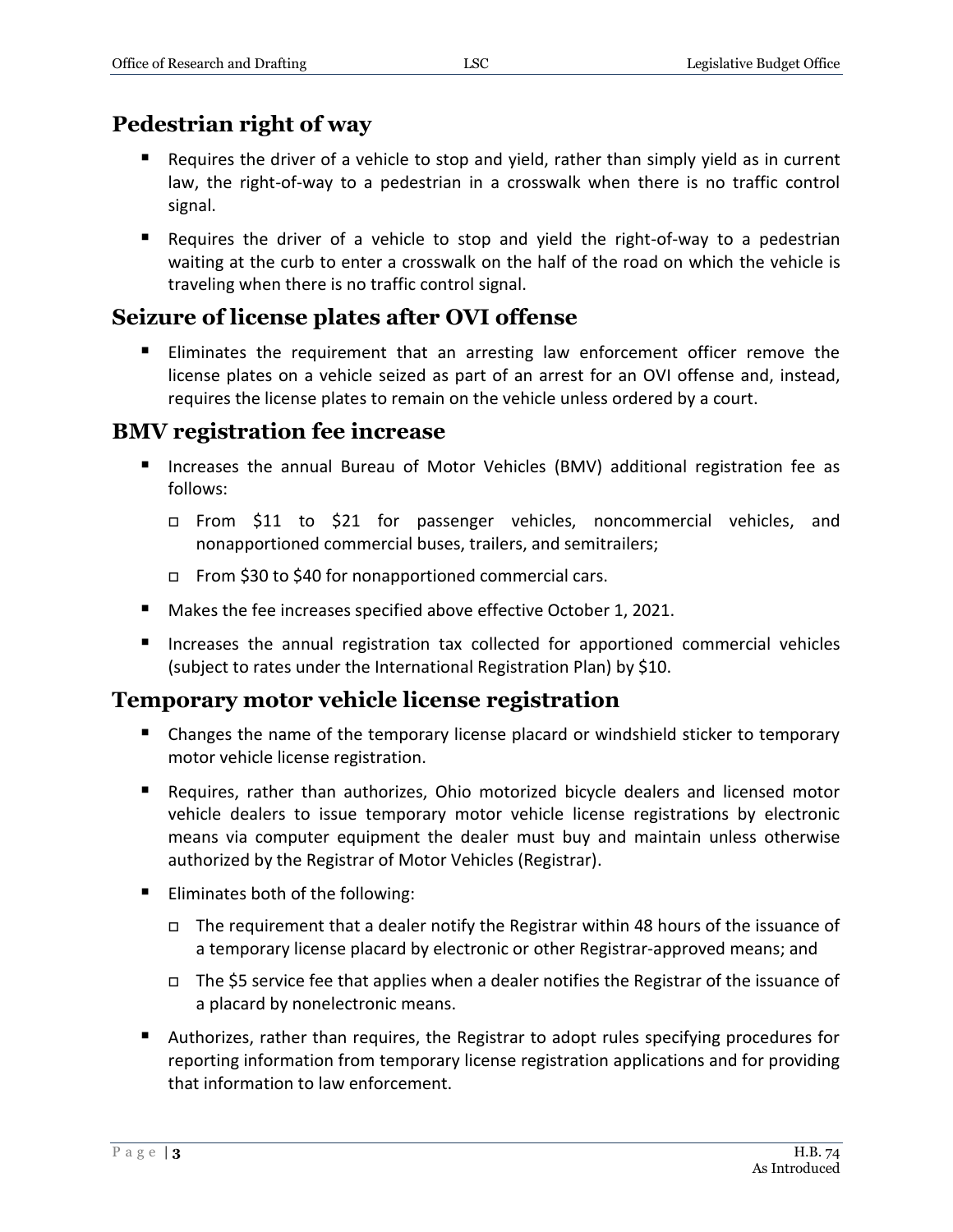## Pedestrian right of way

- Requires the driver of a vehicle to stop and yield, rather than simply yield as in current law, the right-of-way to a pedestrian in a crosswalk when there is no traffic control signal.
- Requires the driver of a vehicle to stop and yield the right-of-way to a pedestrian waiting at the curb to enter a crosswalk on the half of the road on which the vehicle is traveling when there is no traffic control signal.

## Seizure of license plates after OVI offense

- Eliminates the requirement that an arresting law enforcement officer remove the license plates on a vehicle seized as part of an arrest for an OVI offense and, instead, requires the license plates to remain on the vehicle unless ordered by a court.

## BMV registration fee increase

- Increases the annual Bureau of Motor Vehicles (BMV) additional registration fee as follows:
  - From \$11 to \$21 for passenger vehicles, noncommercial vehicles, and nonapportioned commercial buses, trailers, and semitrailers;
  - From \$30 to \$40 for nonapportioned commercial cars.
- Makes the fee increases specified above effective October 1, 2021.
- Increases the annual registration tax collected for apportioned commercial vehicles (subject to rates under the International Registration Plan) by \$10.

## Temporary motor vehicle license registration

- Changes the name of the temporary license placard or windshield sticker to temporary motor vehicle license registration.
- Requires, rather than authorizes, Ohio motorized bicycle dealers and licensed motor vehicle dealers to issue temporary motor vehicle license registrations by electronic means via computer equipment the dealer must buy and maintain unless otherwise authorized by the Registrar of Motor Vehicles (Registrar).
- Eliminates both of the following:
  - The requirement that a dealer notify the Registrar within 48 hours of the issuance of a temporary license placard by electronic or other Registrar-approved means; and
  - The \$5 service fee that applies when a dealer notifies the Registrar of the issuance of a placard by nonelectronic means.
- Authorizes, rather than requires, the Registrar to adopt rules specifying procedures for reporting information from temporary license registration applications and for providing that information to law enforcement.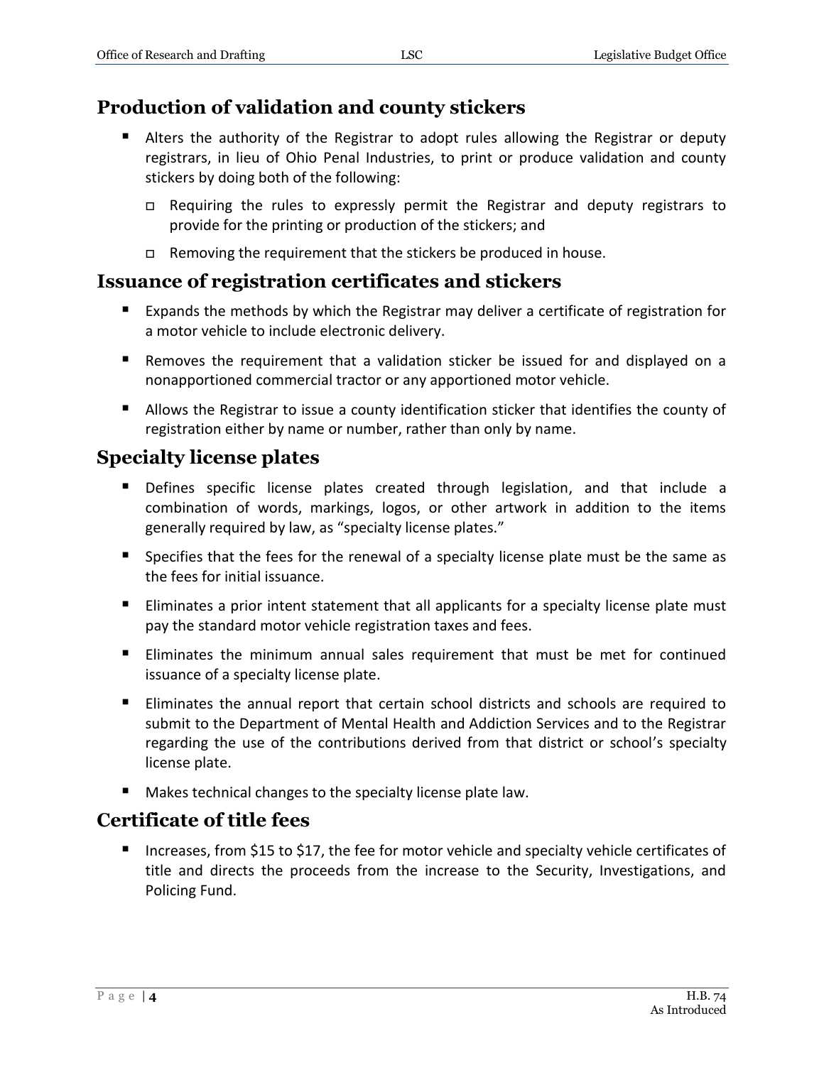## Production of validation and county stickers

- Alters the authority of the Registrar to adopt rules allowing the Registrar or deputy registrars, in lieu of Ohio Penal Industries, to print or produce validation and county stickers by doing both of the following:
  - Requiring the rules to expressly permit the Registrar and deputy registrars to provide for the printing or production of the stickers; and
  - Removing the requirement that the stickers be produced in house.

## Issuance of registration certificates and stickers

- Expands the methods by which the Registrar may deliver a certificate of registration for a motor vehicle to include electronic delivery.
- Removes the requirement that a validation sticker be issued for and displayed on a nonapportioned commercial tractor or any apportioned motor vehicle.
- Allows the Registrar to issue a county identification sticker that identifies the county of registration either by name or number, rather than only by name.

## Specialty license plates

- Defines specific license plates created through legislation, and that include a combination of words, markings, logos, or other artwork in addition to the items generally required by law, as "specialty license plates."
- Specifies that the fees for the renewal of a specialty license plate must be the same as the fees for initial issuance.
- Eliminates a prior intent statement that all applicants for a specialty license plate must pay the standard motor vehicle registration taxes and fees.
- Eliminates the minimum annual sales requirement that must be met for continued issuance of a specialty license plate.
- Eliminates the annual report that certain school districts and schools are required to submit to the Department of Mental Health and Addiction Services and to the Registrar regarding the use of the contributions derived from that district or school's specialty license plate.
- Makes technical changes to the specialty license plate law.

## Certificate of title fees

- Increases, from $15 to $17, the fee for motor vehicle and specialty vehicle certificates of title and directs the proceeds from the increase to the Security, Investigations, and Policing Fund.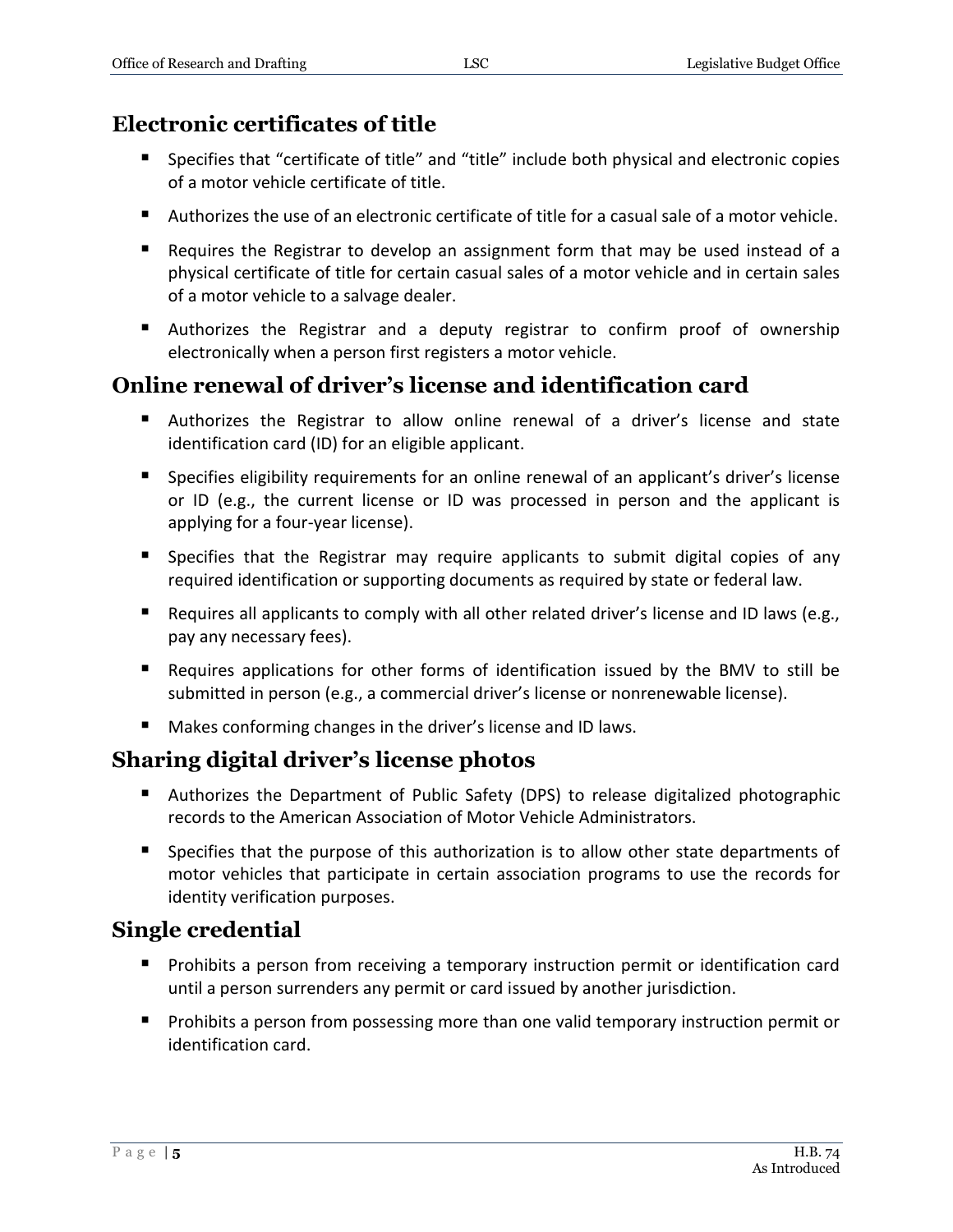## Electronic certificates of title

- Specifies that "certificate of title" and "title" include both physical and electronic copies of a motor vehicle certificate of title.
- Authorizes the use of an electronic certificate of title for a casual sale of a motor vehicle.
- Requires the Registrar to develop an assignment form that may be used instead of a physical certificate of title for certain casual sales of a motor vehicle and in certain sales of a motor vehicle to a salvage dealer.
- Authorizes the Registrar and a deputy registrar to confirm proof of ownership electronically when a person first registers a motor vehicle.

## Online renewal of driver's license and identification card

- Authorizes the Registrar to allow online renewal of a driver's license and state identification card (ID) for an eligible applicant.
- Specifies eligibility requirements for an online renewal of an applicant's driver's license or ID (e.g., the current license or ID was processed in person and the applicant is applying for a four-year license).
- Specifies that the Registrar may require applicants to submit digital copies of any required identification or supporting documents as required by state or federal law.
- Requires all applicants to comply with all other related driver's license and ID laws (e.g., pay any necessary fees).
- Requires applications for other forms of identification issued by the BMV to still be submitted in person (e.g., a commercial driver's license or nonrenewable license).
- Makes conforming changes in the driver's license and ID laws.

## Sharing digital driver's license photos

- Authorizes the Department of Public Safety (DPS) to release digitalized photographic records to the American Association of Motor Vehicle Administrators.
- Specifies that the purpose of this authorization is to allow other state departments of motor vehicles that participate in certain association programs to use the records for identity verification purposes.

## Single credential

- Prohibits a person from receiving a temporary instruction permit or identification card until a person surrenders any permit or card issued by another jurisdiction.
- Prohibits a person from possessing more than one valid temporary instruction permit or identification card.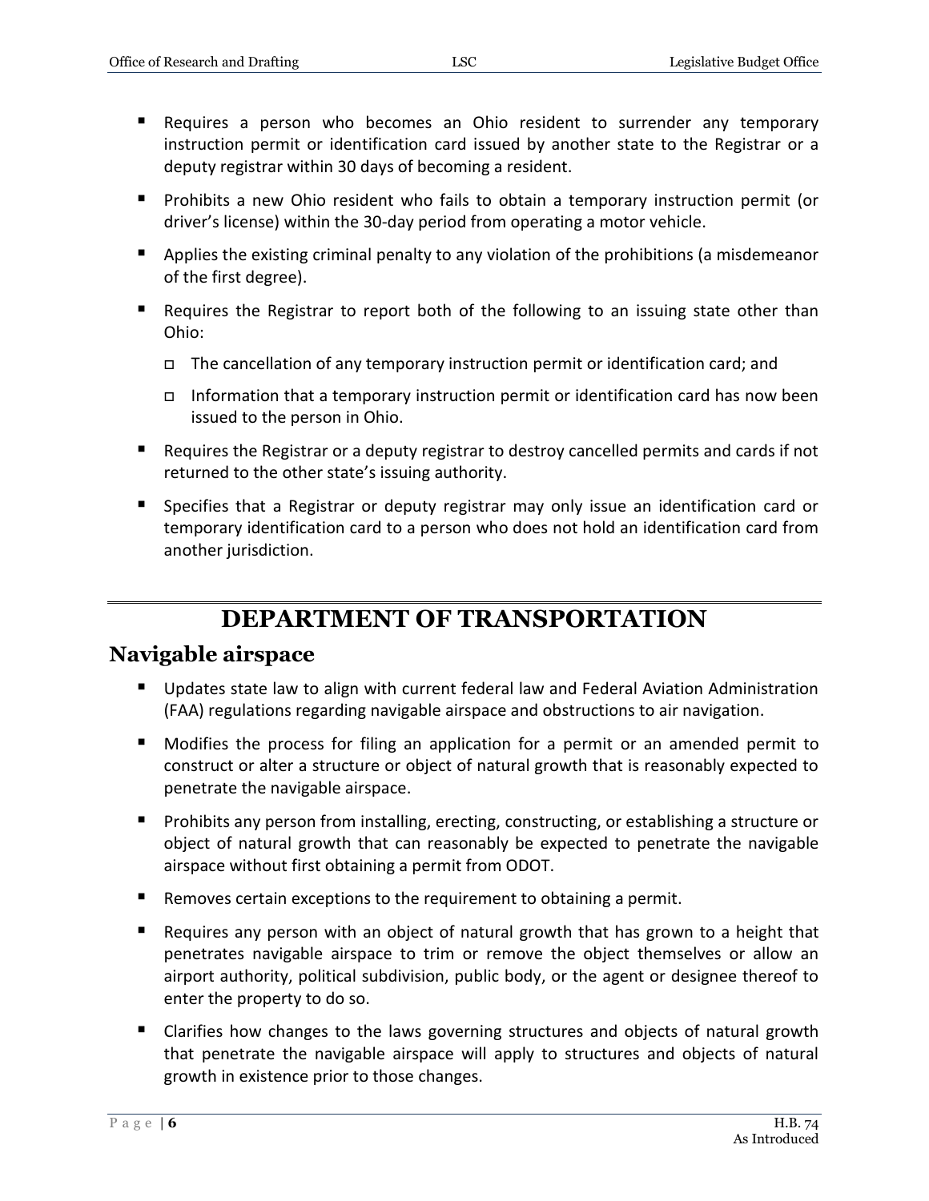- Requires a person who becomes an Ohio resident to surrender any temporary instruction permit or identification card issued by another state to the Registrar or a deputy registrar within 30 days of becoming a resident.
- Prohibits a new Ohio resident who fails to obtain a temporary instruction permit (or driver's license) within the 30-day period from operating a motor vehicle.
- Applies the existing criminal penalty to any violation of the prohibitions (a misdemeanor of the first degree).
- Requires the Registrar to report both of the following to an issuing state other than Ohio:
  - The cancellation of any temporary instruction permit or identification card; and
  - Information that a temporary instruction permit or identification card has now been issued to the person in Ohio.
- Requires the Registrar or a deputy registrar to destroy cancelled permits and cards if not returned to the other state's issuing authority.
- Specifies that a Registrar or deputy registrar may only issue an identification card or temporary identification card to a person who does not hold an identification card from another jurisdiction.

# DEPARTMENT OF TRANSPORTATION

## Navigable airspace

- Updates state law to align with current federal law and Federal Aviation Administration (FAA) regulations regarding navigable airspace and obstructions to air navigation.
- Modifies the process for filing an application for a permit or an amended permit to construct or alter a structure or object of natural growth that is reasonably expected to penetrate the navigable airspace.
- Prohibits any person from installing, erecting, constructing, or establishing a structure or object of natural growth that can reasonably be expected to penetrate the navigable airspace without first obtaining a permit from ODOT.
- Removes certain exceptions to the requirement to obtaining a permit.
- Requires any person with an object of natural growth that has grown to a height that penetrates navigable airspace to trim or remove the object themselves or allow an airport authority, political subdivision, public body, or the agent or designee thereof to enter the property to do so.
- Clarifies how changes to the laws governing structures and objects of natural growth that penetrate the navigable airspace will apply to structures and objects of natural growth in existence prior to those changes.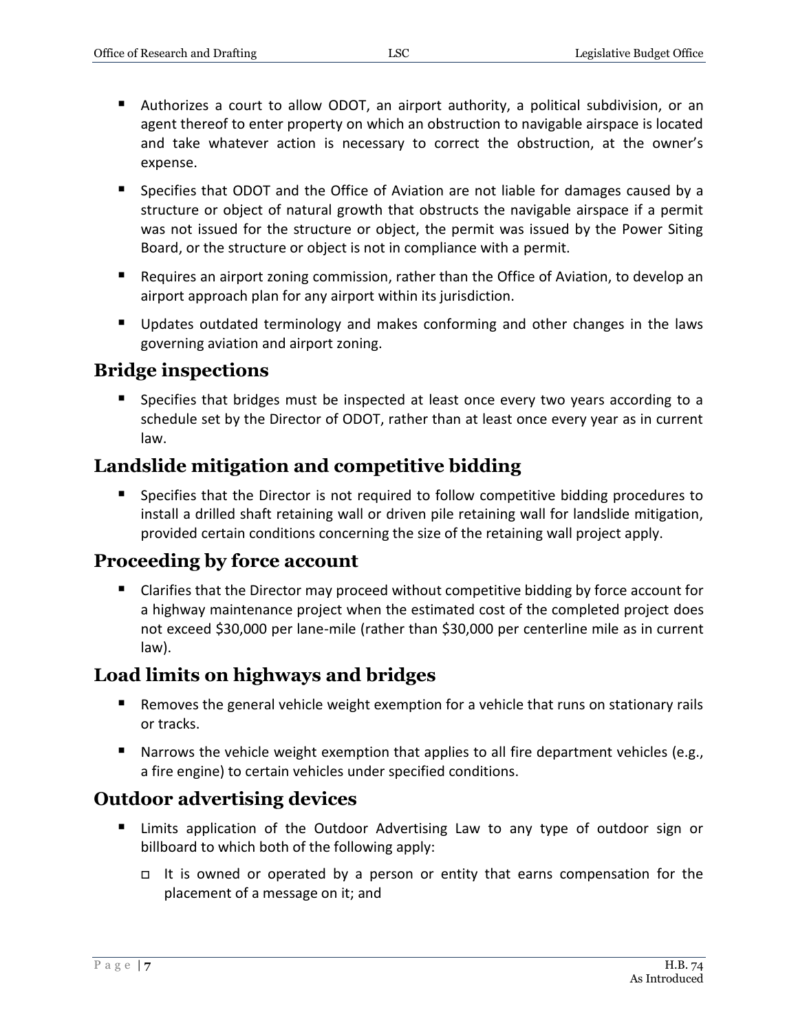- Authorizes a court to allow ODOT, an airport authority, a political subdivision, or an agent thereof to enter property on which an obstruction to navigable airspace is located and take whatever action is necessary to correct the obstruction, at the owner's expense.
- Specifies that ODOT and the Office of Aviation are not liable for damages caused by a structure or object of natural growth that obstructs the navigable airspace if a permit was not issued for the structure or object, the permit was issued by the Power Siting Board, or the structure or object is not in compliance with a permit.
- Requires an airport zoning commission, rather than the Office of Aviation, to develop an airport approach plan for any airport within its jurisdiction.
- Updates outdated terminology and makes conforming and other changes in the laws governing aviation and airport zoning.

## Bridge inspections

- Specifies that bridges must be inspected at least once every two years according to a schedule set by the Director of ODOT, rather than at least once every year as in current law.

## Landslide mitigation and competitive bidding

- Specifies that the Director is not required to follow competitive bidding procedures to install a drilled shaft retaining wall or driven pile retaining wall for landslide mitigation, provided certain conditions concerning the size of the retaining wall project apply.

## Proceeding by force account

- Clarifies that the Director may proceed without competitive bidding by force account for a highway maintenance project when the estimated cost of the completed project does not exceed $30,000 per lane-mile (rather than $30,000 per centerline mile as in current law).

## Load limits on highways and bridges

- Removes the general vehicle weight exemption for a vehicle that runs on stationary rails or tracks.
- Narrows the vehicle weight exemption that applies to all fire department vehicles (e.g., a fire engine) to certain vehicles under specified conditions.

## Outdoor advertising devices

- Limits application of the Outdoor Advertising Law to any type of outdoor sign or billboard to which both of the following apply:
  - It is owned or operated by a person or entity that earns compensation for the placement of a message on it; and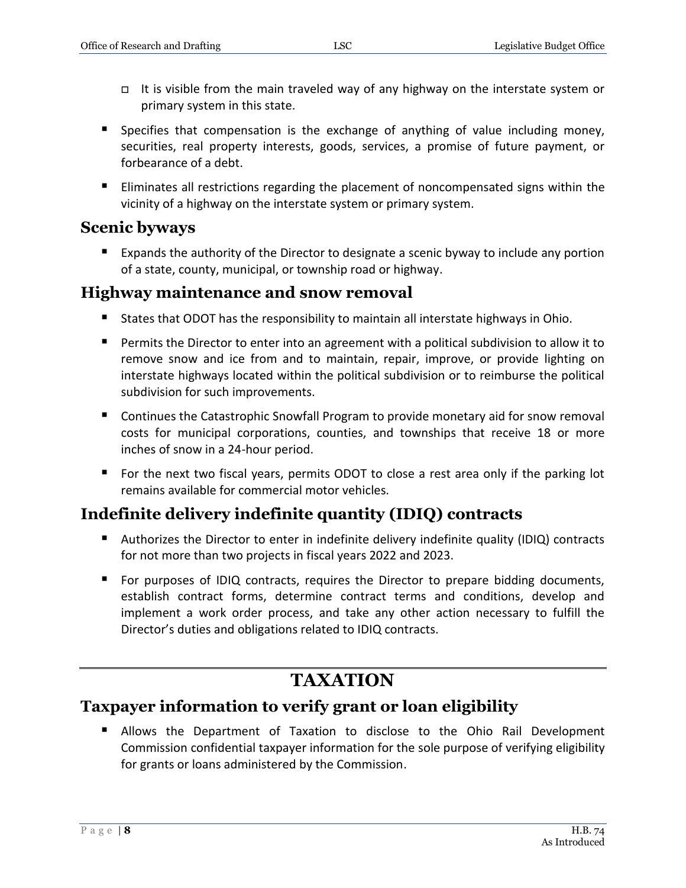- It is visible from the main traveled way of any highway on the interstate system or primary system in this state.

- Specifies that compensation is the exchange of anything of value including money, securities, real property interests, goods, services, a promise of future payment, or forbearance of a debt.
- Eliminates all restrictions regarding the placement of noncompensated signs within the vicinity of a highway on the interstate system or primary system.

## Scenic byways

- Expands the authority of the Director to designate a scenic byway to include any portion of a state, county, municipal, or township road or highway.

## Highway maintenance and snow removal

- States that ODOT has the responsibility to maintain all interstate highways in Ohio.
- Permits the Director to enter into an agreement with a political subdivision to allow it to remove snow and ice from and to maintain, repair, improve, or provide lighting on interstate highways located within the political subdivision or to reimburse the political subdivision for such improvements.
- Continues the Catastrophic Snowfall Program to provide monetary aid for snow removal costs for municipal corporations, counties, and townships that receive 18 or more inches of snow in a 24-hour period.
- For the next two fiscal years, permits ODOT to close a rest area only if the parking lot remains available for commercial motor vehicles.

## Indefinite delivery indefinite quantity (IDIQ) contracts

- Authorizes the Director to enter in indefinite delivery indefinite quality (IDIQ) contracts for not more than two projects in fiscal years 2022 and 2023.
- For purposes of IDIQ contracts, requires the Director to prepare bidding documents, establish contract forms, determine contract terms and conditions, develop and implement a work order process, and take any other action necessary to fulfill the Director's duties and obligations related to IDIQ contracts.

# TAXATION

## Taxpayer information to verify grant or loan eligibility

- Allows the Department of Taxation to disclose to the Ohio Rail Development Commission confidential taxpayer information for the sole purpose of verifying eligibility for grants or loans administered by the Commission.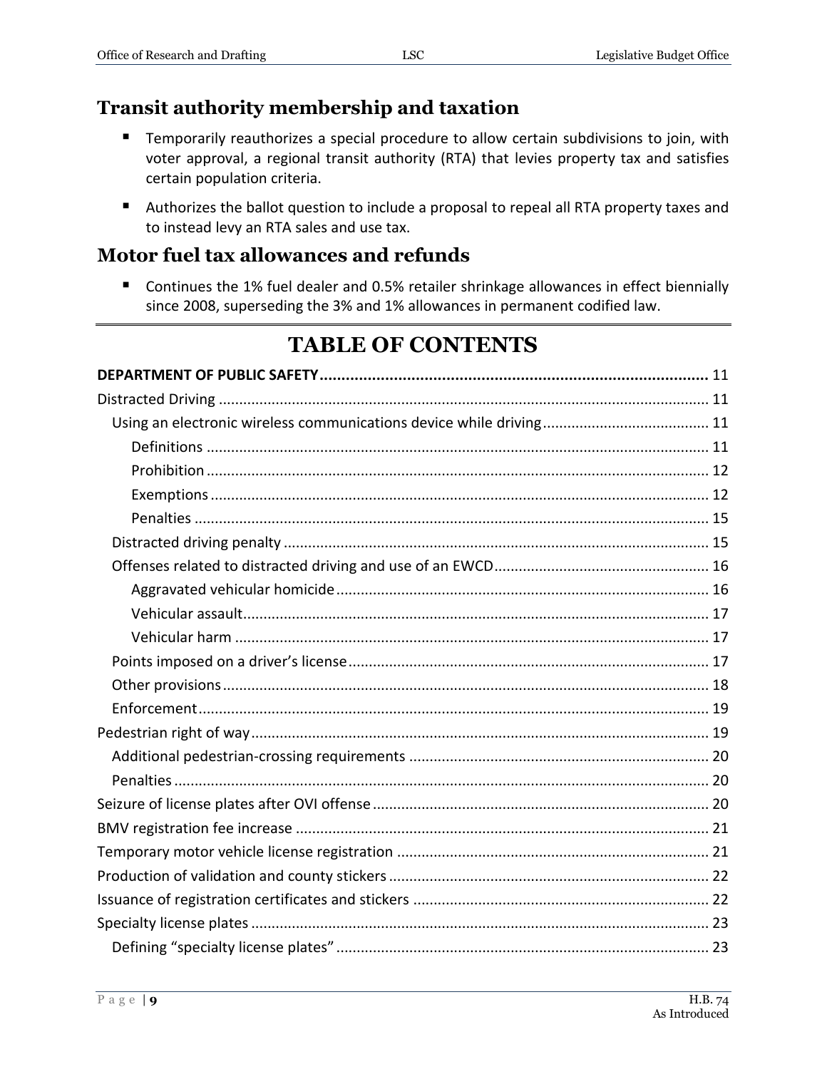## Transit authority membership and taxation

- Temporarily reauthorizes a special procedure to allow certain subdivisions to join, with voter approval, a regional transit authority (RTA) that levies property tax and satisfies certain population criteria.
- Authorizes the ballot question to include a proposal to repeal all RTA property taxes and to instead levy an RTA sales and use tax.

## Motor fuel tax allowances and refunds

- Continues the 1% fuel dealer and 0.5% retailer shrinkage allowances in effect biennially since 2008, superseding the 3% and 1% allowances in permanent codified law.

# TABLE OF CONTENTS

**DEPARTMENT OF PUBLIC SAFETY** .......... 11
Distracted Driving .......... 11
  Using an electronic wireless communications device while driving .......... 11
    Definitions .......... 11
    Prohibition .......... 12
    Exemptions .......... 12
    Penalties .......... 15
  Distracted driving penalty .......... 15
  Offenses related to distracted driving and use of an EWCD .......... 16
    Aggravated vehicular homicide .......... 16
    Vehicular assault .......... 17
    Vehicular harm .......... 17
  Points imposed on a driver's license .......... 17
  Other provisions .......... 18
  Enforcement .......... 19
Pedestrian right of way .......... 19
  Additional pedestrian-crossing requirements .......... 20
  Penalties .......... 20
Seizure of license plates after OVI offense .......... 20
BMV registration fee increase .......... 21
Temporary motor vehicle license registration .......... 21
Production of validation and county stickers .......... 22
Issuance of registration certificates and stickers .......... 22
Specialty license plates .......... 23
  Defining "specialty license plates" .......... 23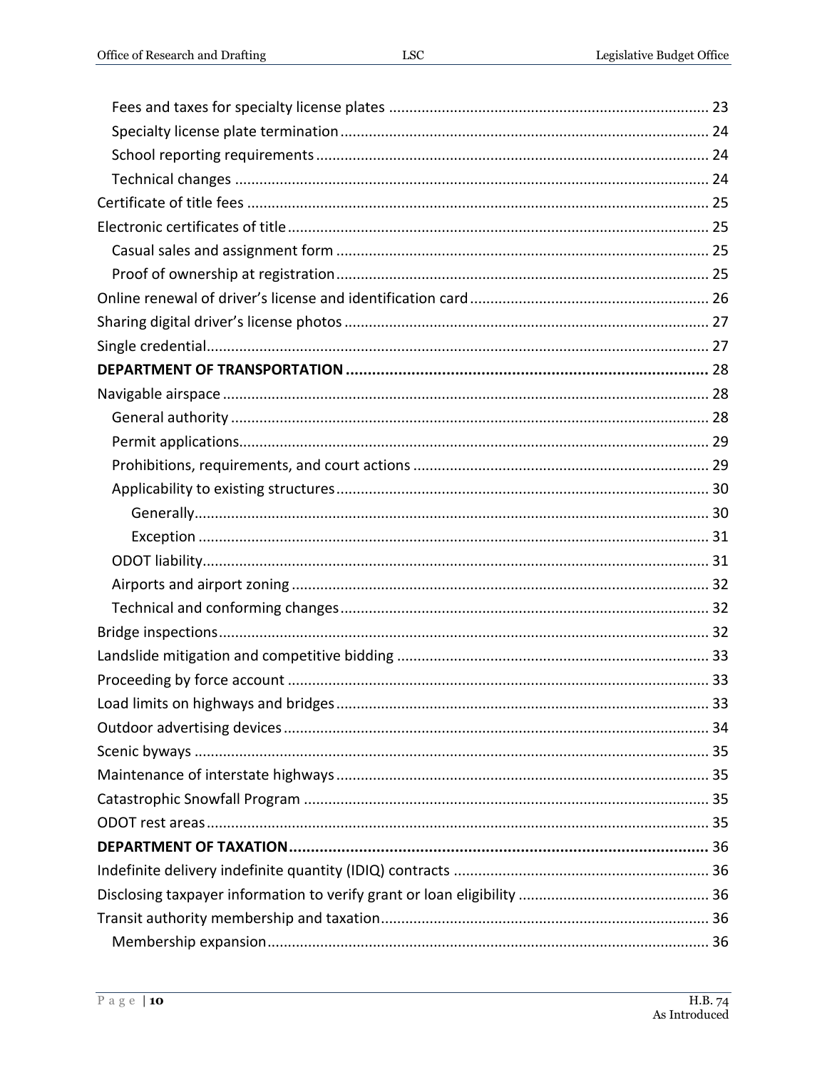Fees and taxes for specialty license plates ............................................................................. 23
Specialty license plate termination ......................................................................................... 24
School reporting requirements ............................................................................................... 24
Technical changes ................................................................................................................... 24
Certificate of title fees ................................................................................................................ 25
Electronic certificates of title ...................................................................................................... 25
Casual sales and assignment form .......................................................................................... 25
Proof of ownership at registration .......................................................................................... 25
Online renewal of driver's license and identification card .......................................................... 26
Sharing digital driver's license photos ........................................................................................ 27
Single credential......................................................................................................................... 27
**DEPARTMENT OF TRANSPORTATION .................................................................................. 28**
Navigable airspace ...................................................................................................................... 28
General authority ................................................................................................................... 28
Permit applications.................................................................................................................. 29
Prohibitions, requirements, and court actions ........................................................................ 29
Applicability to existing structures .......................................................................................... 30
Generally............................................................................................................................. 30
Exception ............................................................................................................................ 31
ODOT liability........................................................................................................................... 31
Airports and airport zoning ...................................................................................................... 32
Technical and conforming changes .......................................................................................... 32
Bridge inspections....................................................................................................................... 32
Landslide mitigation and competitive bidding ............................................................................ 33
Proceeding by force account ...................................................................................................... 33
Load limits on highways and bridges ........................................................................................... 33
Outdoor advertising devices ....................................................................................................... 34
Scenic byways ............................................................................................................................. 35
Maintenance of interstate highways ........................................................................................... 35
Catastrophic Snowfall Program .................................................................................................. 35
ODOT rest areas .......................................................................................................................... 35
**DEPARTMENT OF TAXATION ................................................................................................. 36**
Indefinite delivery indefinite quantity (IDIQ) contracts .............................................................. 36
Disclosing taxpayer information to verify grant or loan eligibility .............................................. 36
Transit authority membership and taxation ............................................................................... 36
Membership expansion ............................................................................................................ 36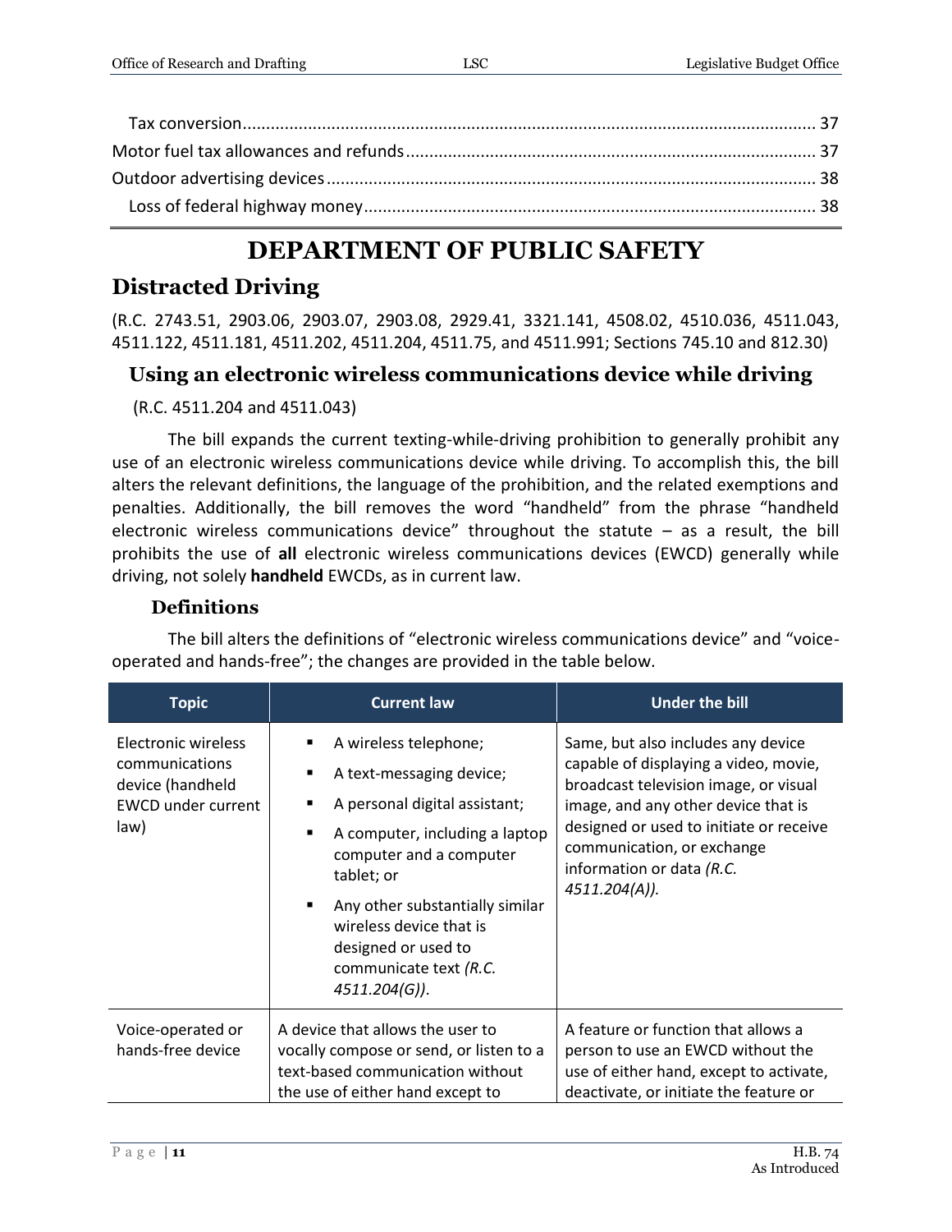Tax conversion ........................................................................................................... 37

Motor fuel tax allowances and refunds ........................................................................ 37

Outdoor advertising devices ......................................................................................... 38

Loss of federal highway money ................................................................................. 38

# DEPARTMENT OF PUBLIC SAFETY

## Distracted Driving

(R.C. 2743.51, 2903.06, 2903.07, 2903.08, 2929.41, 3321.141, 4508.02, 4510.036, 4511.043, 4511.122, 4511.181, 4511.202, 4511.204, 4511.75, and 4511.991; Sections 745.10 and 812.30)

### Using an electronic wireless communications device while driving

(R.C. 4511.204 and 4511.043)

The bill expands the current texting-while-driving prohibition to generally prohibit any use of an electronic wireless communications device while driving. To accomplish this, the bill alters the relevant definitions, the language of the prohibition, and the related exemptions and penalties. Additionally, the bill removes the word "handheld" from the phrase "handheld electronic wireless communications device" throughout the statute – as a result, the bill prohibits the use of **all** electronic wireless communications devices (EWCD) generally while driving, not solely **handheld** EWCDs, as in current law.

#### Definitions

The bill alters the definitions of "electronic wireless communications device" and "voice-operated and hands-free"; the changes are provided in the table below.

| Topic | Current law | Under the bill |
|---|---|---|
| Electronic wireless communications device (handheld EWCD under current law) | ▪ A wireless telephone;<br>▪ A text-messaging device;<br>▪ A personal digital assistant;<br>▪ A computer, including a laptop computer and a computer tablet; or<br>▪ Any other substantially similar wireless device that is designed or used to communicate text *(R.C. 4511.204(G))*. | Same, but also includes any device capable of displaying a video, movie, broadcast television image, or visual image, and any other device that is designed or used to initiate or receive communication, or exchange information or data *(R.C. 4511.204(A))*. |
| Voice-operated or hands-free device | A device that allows the user to vocally compose or send, or listen to a text-based communication without the use of either hand except to | A feature or function that allows a person to use an EWCD without the use of either hand, except to activate, deactivate, or initiate the feature or |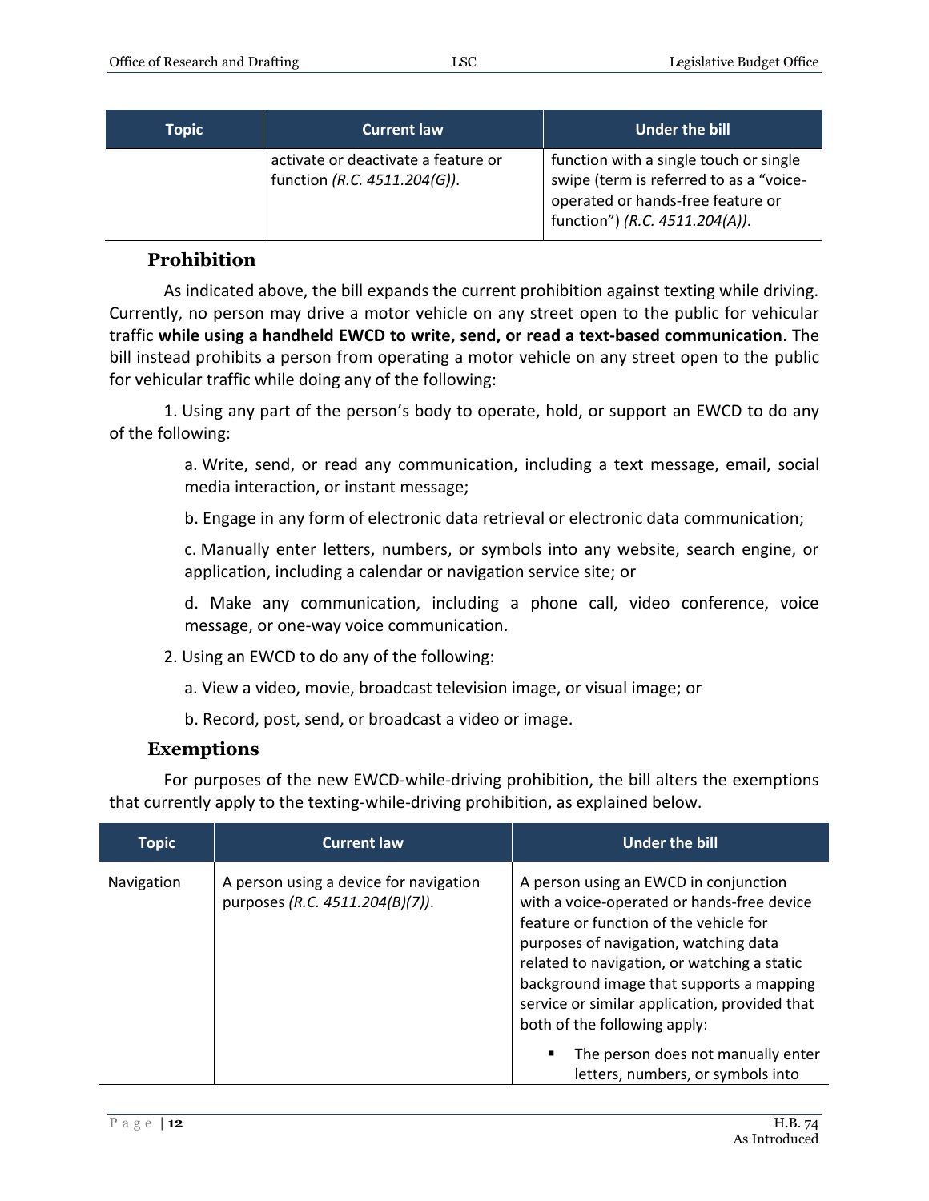| Topic | Current law | Under the bill |
|---|---|---|
| | activate or deactivate a feature or function *(R.C. 4511.204(G))*. | function with a single touch or single swipe (term is referred to as a "voice-operated or hands-free feature or function") *(R.C. 4511.204(A))*. |

### Prohibition

As indicated above, the bill expands the current prohibition against texting while driving. Currently, no person may drive a motor vehicle on any street open to the public for vehicular traffic **while using a handheld EWCD to write, send, or read a text-based communication**. The bill instead prohibits a person from operating a motor vehicle on any street open to the public for vehicular traffic while doing any of the following:

1. Using any part of the person's body to operate, hold, or support an EWCD to do any of the following:

   a. Write, send, or read any communication, including a text message, email, social media interaction, or instant message;

   b. Engage in any form of electronic data retrieval or electronic data communication;

   c. Manually enter letters, numbers, or symbols into any website, search engine, or application, including a calendar or navigation service site; or

   d. Make any communication, including a phone call, video conference, voice message, or one-way voice communication.

2. Using an EWCD to do any of the following:

   a. View a video, movie, broadcast television image, or visual image; or

   b. Record, post, send, or broadcast a video or image.

### Exemptions

For purposes of the new EWCD-while-driving prohibition, the bill alters the exemptions that currently apply to the texting-while-driving prohibition, as explained below.

| Topic | Current law | Under the bill |
|---|---|---|
| Navigation | A person using a device for navigation purposes *(R.C. 4511.204(B)(7))*. | A person using an EWCD in conjunction with a voice-operated or hands-free device feature or function of the vehicle for purposes of navigation, watching data related to navigation, or watching a static background image that supports a mapping service or similar application, provided that both of the following apply:<br><br>▪ The person does not manually enter letters, numbers, or symbols into |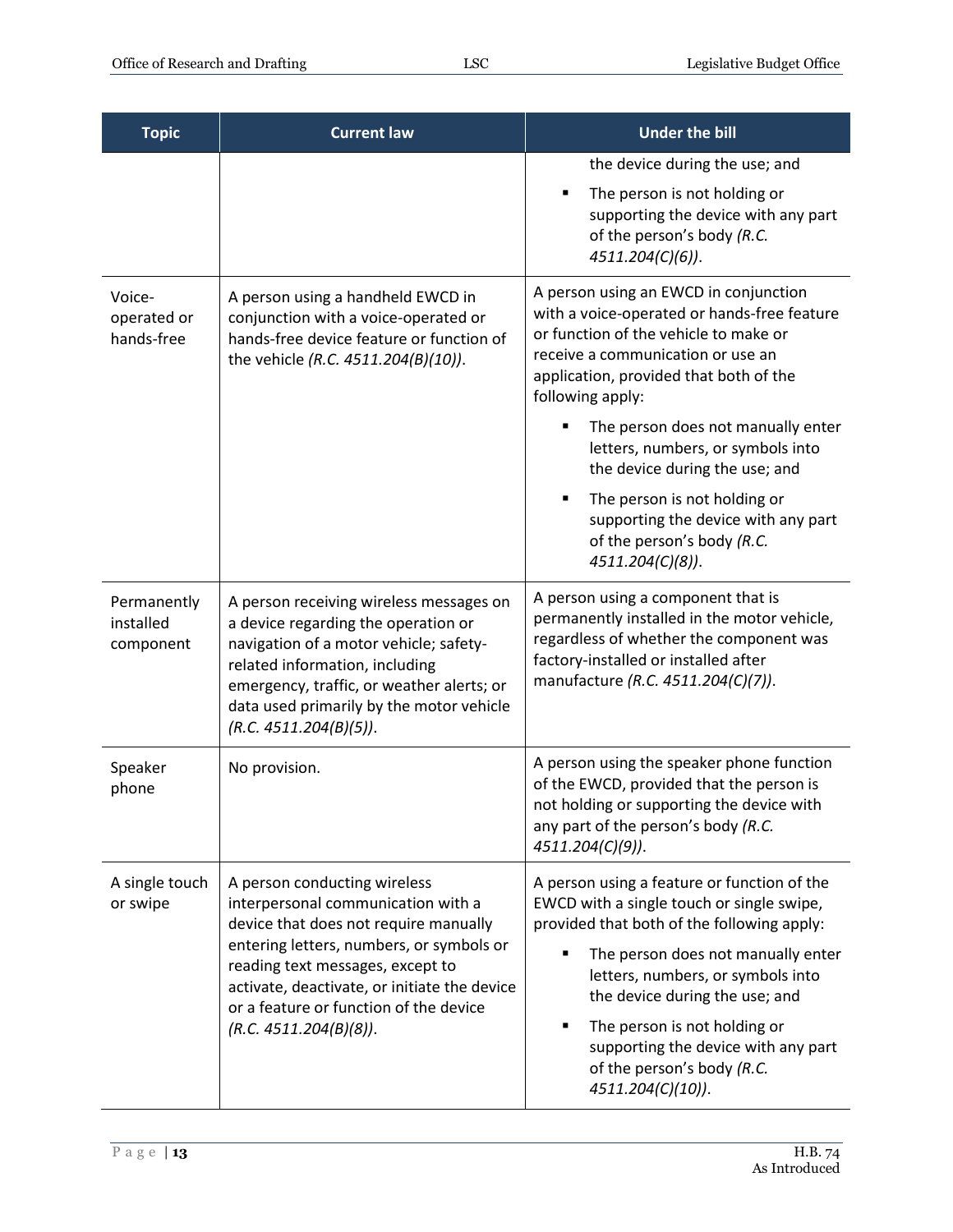| Topic | Current law | Under the bill |
|---|---|---|
| | | the device during the use; and<br>▪ The person is not holding or supporting the device with any part of the person's body *(R.C. 4511.204(C)(6))*. |
| Voice-operated or hands-free | A person using a handheld EWCD in conjunction with a voice-operated or hands-free device feature or function of the vehicle *(R.C. 4511.204(B)(10))*. | A person using an EWCD in conjunction with a voice-operated or hands-free feature or function of the vehicle to make or receive a communication or use an application, provided that both of the following apply:<br>▪ The person does not manually enter letters, numbers, or symbols into the device during the use; and<br>▪ The person is not holding or supporting the device with any part of the person's body *(R.C. 4511.204(C)(8))*. |
| Permanently installed component | A person receiving wireless messages on a device regarding the operation or navigation of a motor vehicle; safety-related information, including emergency, traffic, or weather alerts; or data used primarily by the motor vehicle *(R.C. 4511.204(B)(5))*. | A person using a component that is permanently installed in the motor vehicle, regardless of whether the component was factory-installed or installed after manufacture *(R.C. 4511.204(C)(7))*. |
| Speaker phone | No provision. | A person using the speaker phone function of the EWCD, provided that the person is not holding or supporting the device with any part of the person's body *(R.C. 4511.204(C)(9))*. |
| A single touch or swipe | A person conducting wireless interpersonal communication with a device that does not require manually entering letters, numbers, or symbols or reading text messages, except to activate, deactivate, or initiate the device or a feature or function of the device *(R.C. 4511.204(B)(8))*. | A person using a feature or function of the EWCD with a single touch or single swipe, provided that both of the following apply:<br>▪ The person does not manually enter letters, numbers, or symbols into the device during the use; and<br>▪ The person is not holding or supporting the device with any part of the person's body *(R.C. 4511.204(C)(10))*. |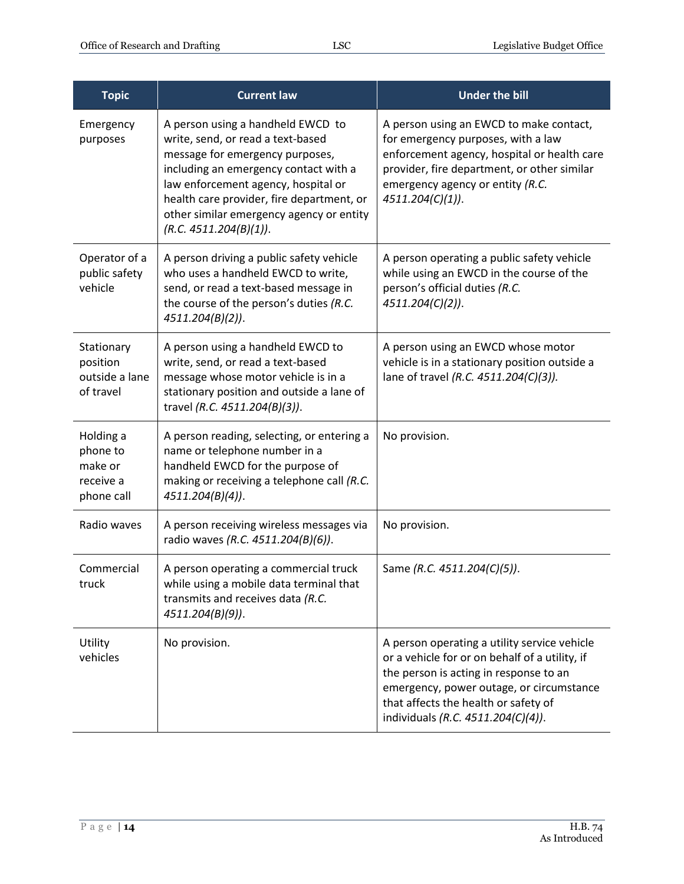| Topic | Current law | Under the bill |
|---|---|---|
| Emergency purposes | A person using a handheld EWCD to write, send, or read a text-based message for emergency purposes, including an emergency contact with a law enforcement agency, hospital or health care provider, fire department, or other similar emergency agency or entity *(R.C. 4511.204(B)(1))*. | A person using an EWCD to make contact, for emergency purposes, with a law enforcement agency, hospital or health care provider, fire department, or other similar emergency agency or entity *(R.C. 4511.204(C)(1))*. |
| Operator of a public safety vehicle | A person driving a public safety vehicle who uses a handheld EWCD to write, send, or read a text-based message in the course of the person's duties *(R.C. 4511.204(B)(2))*. | A person operating a public safety vehicle while using an EWCD in the course of the person's official duties *(R.C. 4511.204(C)(2))*. |
| Stationary position outside a lane of travel | A person using a handheld EWCD to write, send, or read a text-based message whose motor vehicle is in a stationary position and outside a lane of travel *(R.C. 4511.204(B)(3))*. | A person using an EWCD whose motor vehicle is in a stationary position outside a lane of travel *(R.C. 4511.204(C)(3))*. |
| Holding a phone to make or receive a phone call | A person reading, selecting, or entering a name or telephone number in a handheld EWCD for the purpose of making or receiving a telephone call *(R.C. 4511.204(B)(4))*. | No provision. |
| Radio waves | A person receiving wireless messages via radio waves *(R.C. 4511.204(B)(6))*. | No provision. |
| Commercial truck | A person operating a commercial truck while using a mobile data terminal that transmits and receives data *(R.C. 4511.204(B)(9))*. | Same *(R.C. 4511.204(C)(5))*. |
| Utility vehicles | No provision. | A person operating a utility service vehicle or a vehicle for or on behalf of a utility, if the person is acting in response to an emergency, power outage, or circumstance that affects the health or safety of individuals *(R.C. 4511.204(C)(4))*. |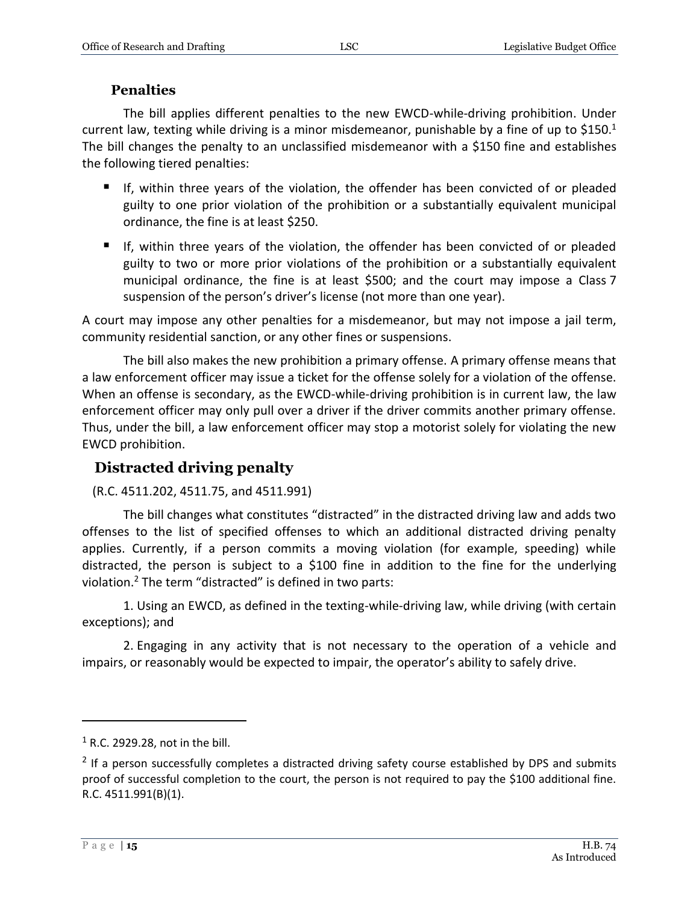### Penalties

The bill applies different penalties to the new EWCD-while-driving prohibition. Under current law, texting while driving is a minor misdemeanor, punishable by a fine of up to $150.[1] The bill changes the penalty to an unclassified misdemeanor with a $150 fine and establishes the following tiered penalties:

- If, within three years of the violation, the offender has been convicted of or pleaded guilty to one prior violation of the prohibition or a substantially equivalent municipal ordinance, the fine is at least $250.
- If, within three years of the violation, the offender has been convicted of or pleaded guilty to two or more prior violations of the prohibition or a substantially equivalent municipal ordinance, the fine is at least $500; and the court may impose a Class 7 suspension of the person's driver's license (not more than one year).

A court may impose any other penalties for a misdemeanor, but may not impose a jail term, community residential sanction, or any other fines or suspensions.

The bill also makes the new prohibition a primary offense. A primary offense means that a law enforcement officer may issue a ticket for the offense solely for a violation of the offense. When an offense is secondary, as the EWCD-while-driving prohibition is in current law, the law enforcement officer may only pull over a driver if the driver commits another primary offense. Thus, under the bill, a law enforcement officer may stop a motorist solely for violating the new EWCD prohibition.

## Distracted driving penalty

(R.C. 4511.202, 4511.75, and 4511.991)

The bill changes what constitutes "distracted" in the distracted driving law and adds two offenses to the list of specified offenses to which an additional distracted driving penalty applies. Currently, if a person commits a moving violation (for example, speeding) while distracted, the person is subject to a $100 fine in addition to the fine for the underlying violation.[2] The term "distracted" is defined in two parts:

1. Using an EWCD, as defined in the texting-while-driving law, while driving (with certain exceptions); and

2. Engaging in any activity that is not necessary to the operation of a vehicle and impairs, or reasonably would be expected to impair, the operator's ability to safely drive.

---

[1] R.C. 2929.28, not in the bill.

[2] If a person successfully completes a distracted driving safety course established by DPS and submits proof of successful completion to the court, the person is not required to pay the $100 additional fine. R.C. 4511.991(B)(1).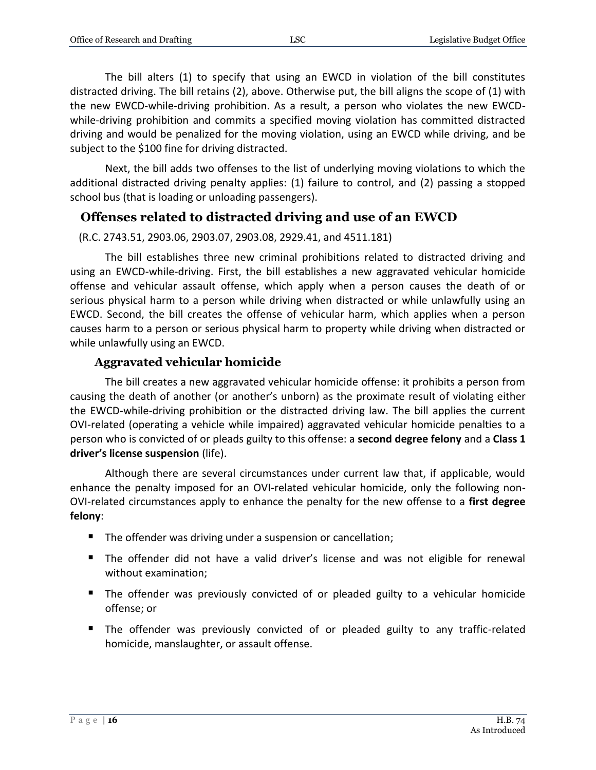The bill alters (1) to specify that using an EWCD in violation of the bill constitutes distracted driving. The bill retains (2), above. Otherwise put, the bill aligns the scope of (1) with the new EWCD-while-driving prohibition. As a result, a person who violates the new EWCD-while-driving prohibition and commits a specified moving violation has committed distracted driving and would be penalized for the moving violation, using an EWCD while driving, and be subject to the $100 fine for driving distracted.

Next, the bill adds two offenses to the list of underlying moving violations to which the additional distracted driving penalty applies: (1) failure to control, and (2) passing a stopped school bus (that is loading or unloading passengers).

## Offenses related to distracted driving and use of an EWCD

(R.C. 2743.51, 2903.06, 2903.07, 2903.08, 2929.41, and 4511.181)

The bill establishes three new criminal prohibitions related to distracted driving and using an EWCD-while-driving. First, the bill establishes a new aggravated vehicular homicide offense and vehicular assault offense, which apply when a person causes the death of or serious physical harm to a person while driving when distracted or while unlawfully using an EWCD. Second, the bill creates the offense of vehicular harm, which applies when a person causes harm to a person or serious physical harm to property while driving when distracted or while unlawfully using an EWCD.

### Aggravated vehicular homicide

The bill creates a new aggravated vehicular homicide offense: it prohibits a person from causing the death of another (or another's unborn) as the proximate result of violating either the EWCD-while-driving prohibition or the distracted driving law. The bill applies the current OVI-related (operating a vehicle while impaired) aggravated vehicular homicide penalties to a person who is convicted of or pleads guilty to this offense: a **second degree felony** and a **Class 1 driver's license suspension** (life).

Although there are several circumstances under current law that, if applicable, would enhance the penalty imposed for an OVI-related vehicular homicide, only the following non-OVI-related circumstances apply to enhance the penalty for the new offense to a **first degree felony**:

- The offender was driving under a suspension or cancellation;
- The offender did not have a valid driver's license and was not eligible for renewal without examination;
- The offender was previously convicted of or pleaded guilty to a vehicular homicide offense; or
- The offender was previously convicted of or pleaded guilty to any traffic-related homicide, manslaughter, or assault offense.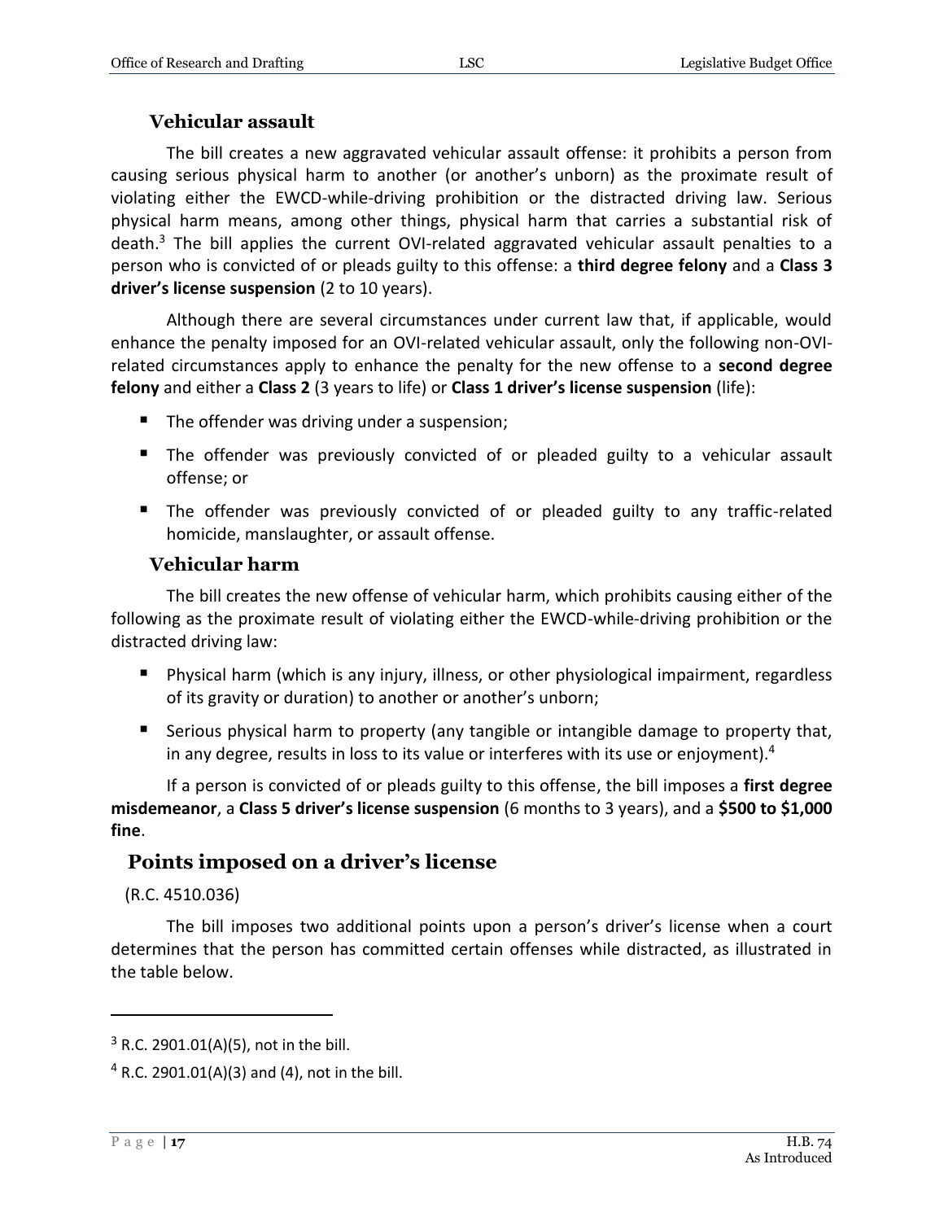### Vehicular assault

The bill creates a new aggravated vehicular assault offense: it prohibits a person from causing serious physical harm to another (or another's unborn) as the proximate result of violating either the EWCD-while-driving prohibition or the distracted driving law. Serious physical harm means, among other things, physical harm that carries a substantial risk of death.[3] The bill applies the current OVI-related aggravated vehicular assault penalties to a person who is convicted of or pleads guilty to this offense: a **third degree felony** and a **Class 3 driver's license suspension** (2 to 10 years).

Although there are several circumstances under current law that, if applicable, would enhance the penalty imposed for an OVI-related vehicular assault, only the following non-OVI-related circumstances apply to enhance the penalty for the new offense to a **second degree felony** and either a **Class 2** (3 years to life) or **Class 1 driver's license suspension** (life):

- The offender was driving under a suspension;
- The offender was previously convicted of or pleaded guilty to a vehicular assault offense; or
- The offender was previously convicted of or pleaded guilty to any traffic-related homicide, manslaughter, or assault offense.

### Vehicular harm

The bill creates the new offense of vehicular harm, which prohibits causing either of the following as the proximate result of violating either the EWCD-while-driving prohibition or the distracted driving law:

- Physical harm (which is any injury, illness, or other physiological impairment, regardless of its gravity or duration) to another or another's unborn;
- Serious physical harm to property (any tangible or intangible damage to property that, in any degree, results in loss to its value or interferes with its use or enjoyment).[4]

If a person is convicted of or pleads guilty to this offense, the bill imposes a **first degree misdemeanor**, a **Class 5 driver's license suspension** (6 months to 3 years), and a **$500 to $1,000 fine**.

## Points imposed on a driver's license

(R.C. 4510.036)

The bill imposes two additional points upon a person's driver's license when a court determines that the person has committed certain offenses while distracted, as illustrated in the table below.

---

[3] R.C. 2901.01(A)(5), not in the bill.

[4] R.C. 2901.01(A)(3) and (4), not in the bill.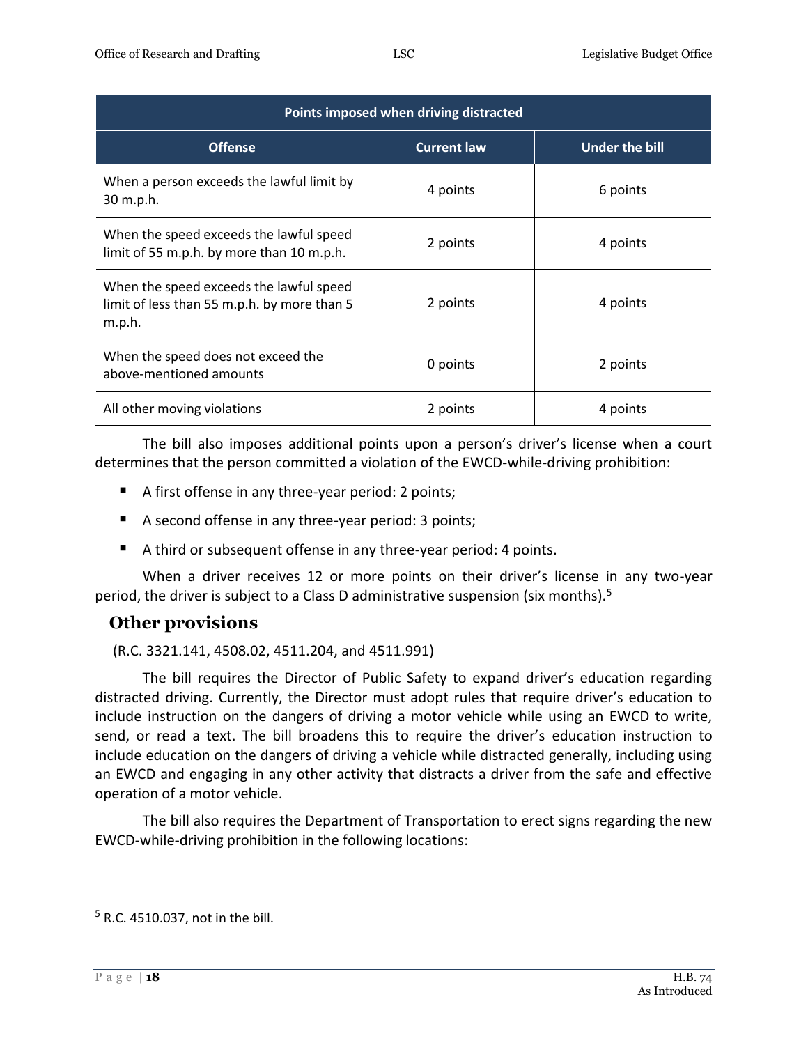| Points imposed when driving distracted | | |
|---|---|---|
| **Offense** | **Current law** | **Under the bill** |
| When a person exceeds the lawful limit by 30 m.p.h. | 4 points | 6 points |
| When the speed exceeds the lawful speed limit of 55 m.p.h. by more than 10 m.p.h. | 2 points | 4 points |
| When the speed exceeds the lawful speed limit of less than 55 m.p.h. by more than 5 m.p.h. | 2 points | 4 points |
| When the speed does not exceed the above-mentioned amounts | 0 points | 2 points |
| All other moving violations | 2 points | 4 points |

The bill also imposes additional points upon a person's driver's license when a court determines that the person committed a violation of the EWCD-while-driving prohibition:

- A first offense in any three-year period: 2 points;
- A second offense in any three-year period: 3 points;
- A third or subsequent offense in any three-year period: 4 points.

When a driver receives 12 or more points on their driver's license in any two-year period, the driver is subject to a Class D administrative suspension (six months).[5]

## Other provisions

(R.C. 3321.141, 4508.02, 4511.204, and 4511.991)

The bill requires the Director of Public Safety to expand driver's education regarding distracted driving. Currently, the Director must adopt rules that require driver's education to include instruction on the dangers of driving a motor vehicle while using an EWCD to write, send, or read a text. The bill broadens this to require the driver's education instruction to include education on the dangers of driving a vehicle while distracted generally, including using an EWCD and engaging in any other activity that distracts a driver from the safe and effective operation of a motor vehicle.

The bill also requires the Department of Transportation to erect signs regarding the new EWCD-while-driving prohibition in the following locations:

[5] R.C. 4510.037, not in the bill.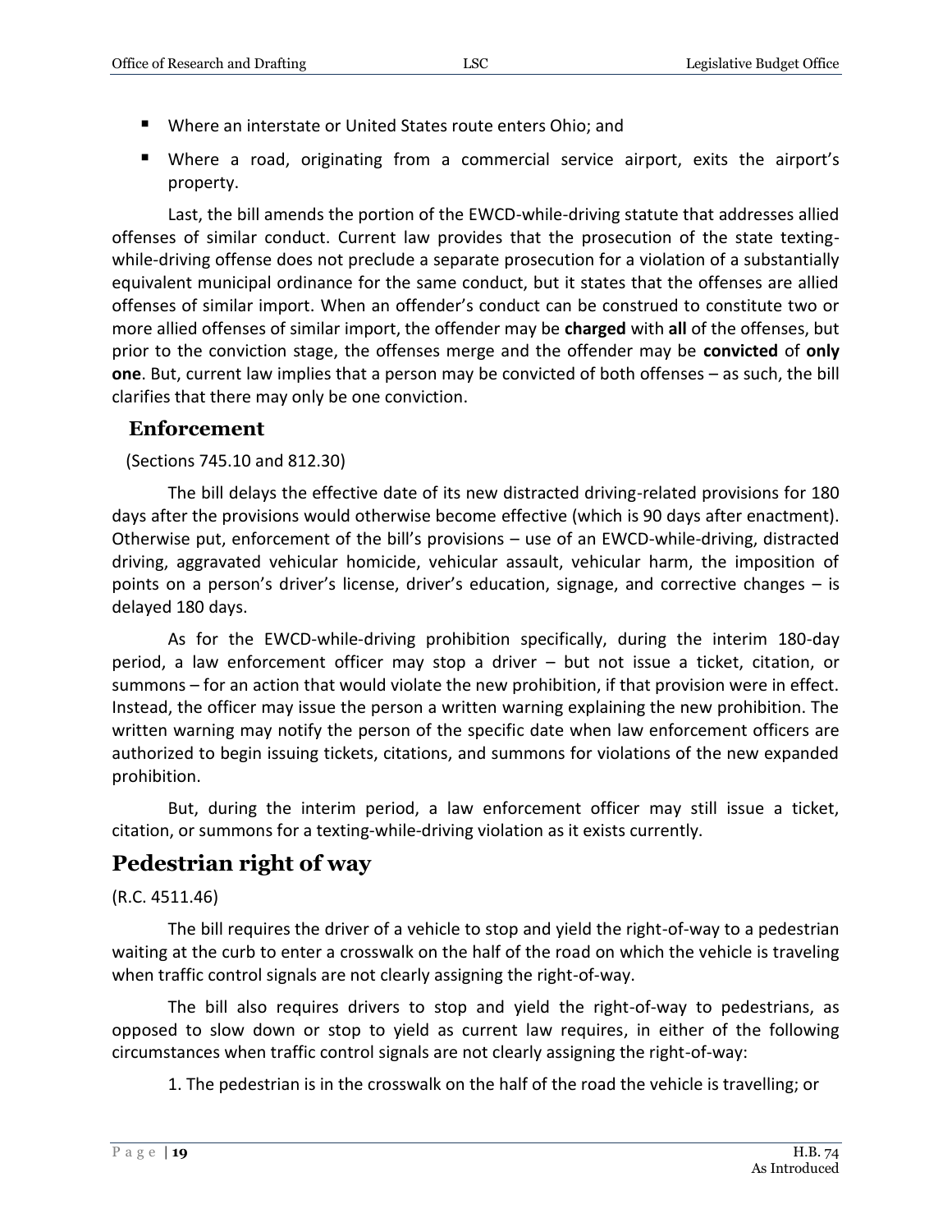- Where an interstate or United States route enters Ohio; and
- Where a road, originating from a commercial service airport, exits the airport's property.

Last, the bill amends the portion of the EWCD-while-driving statute that addresses allied offenses of similar conduct. Current law provides that the prosecution of the state texting-while-driving offense does not preclude a separate prosecution for a violation of a substantially equivalent municipal ordinance for the same conduct, but it states that the offenses are allied offenses of similar import. When an offender's conduct can be construed to constitute two or more allied offenses of similar import, the offender may be **charged** with **all** of the offenses, but prior to the conviction stage, the offenses merge and the offender may be **convicted** of **only one**. But, current law implies that a person may be convicted of both offenses – as such, the bill clarifies that there may only be one conviction.

### Enforcement

(Sections 745.10 and 812.30)

The bill delays the effective date of its new distracted driving-related provisions for 180 days after the provisions would otherwise become effective (which is 90 days after enactment). Otherwise put, enforcement of the bill's provisions – use of an EWCD-while-driving, distracted driving, aggravated vehicular homicide, vehicular assault, vehicular harm, the imposition of points on a person's driver's license, driver's education, signage, and corrective changes – is delayed 180 days.

As for the EWCD-while-driving prohibition specifically, during the interim 180-day period, a law enforcement officer may stop a driver – but not issue a ticket, citation, or summons – for an action that would violate the new prohibition, if that provision were in effect. Instead, the officer may issue the person a written warning explaining the new prohibition. The written warning may notify the person of the specific date when law enforcement officers are authorized to begin issuing tickets, citations, and summons for violations of the new expanded prohibition.

But, during the interim period, a law enforcement officer may still issue a ticket, citation, or summons for a texting-while-driving violation as it exists currently.

## Pedestrian right of way

(R.C. 4511.46)

The bill requires the driver of a vehicle to stop and yield the right-of-way to a pedestrian waiting at the curb to enter a crosswalk on the half of the road on which the vehicle is traveling when traffic control signals are not clearly assigning the right-of-way.

The bill also requires drivers to stop and yield the right-of-way to pedestrians, as opposed to slow down or stop to yield as current law requires, in either of the following circumstances when traffic control signals are not clearly assigning the right-of-way:

1. The pedestrian is in the crosswalk on the half of the road the vehicle is travelling; or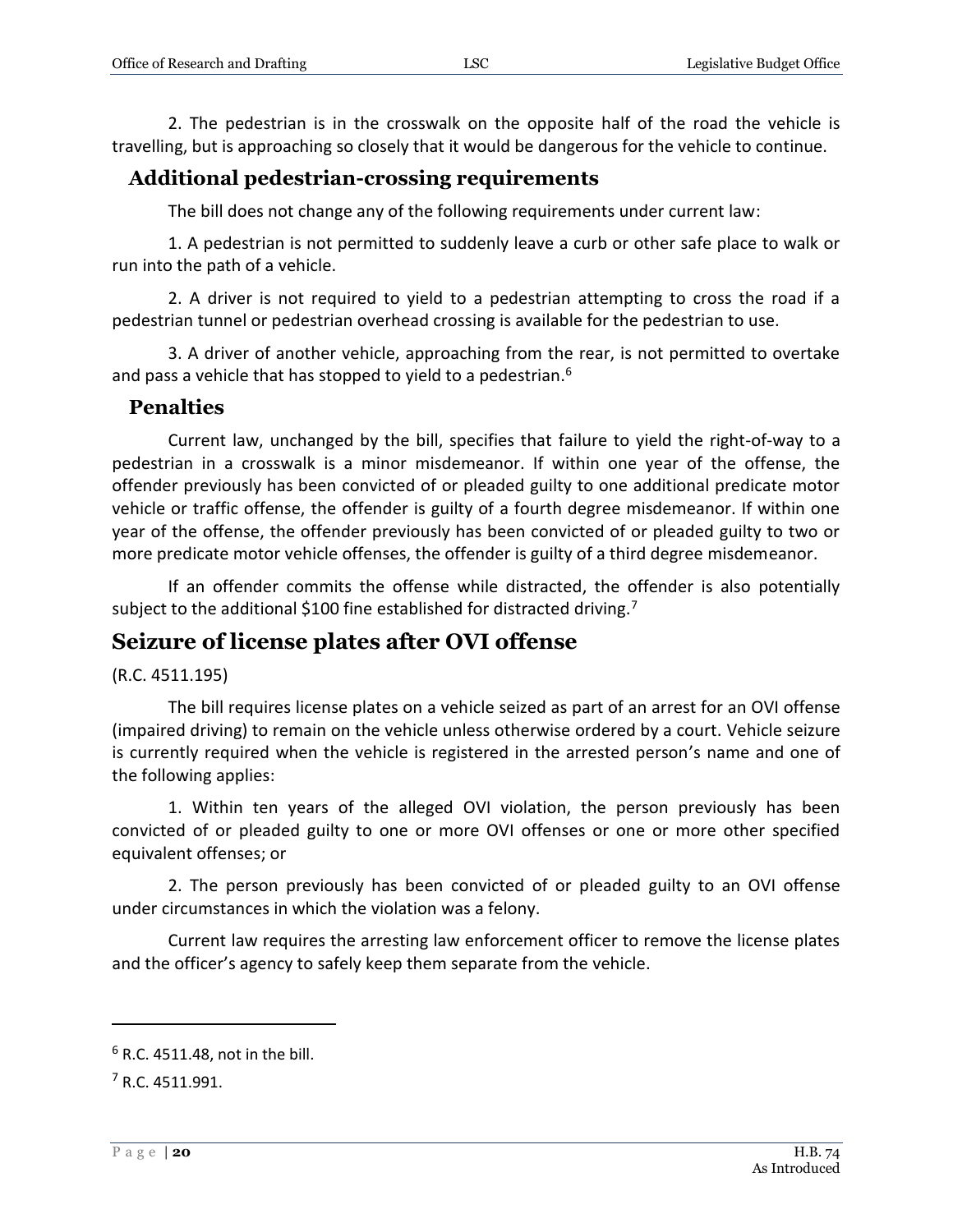2. The pedestrian is in the crosswalk on the opposite half of the road the vehicle is travelling, but is approaching so closely that it would be dangerous for the vehicle to continue.

### Additional pedestrian-crossing requirements

The bill does not change any of the following requirements under current law:

1. A pedestrian is not permitted to suddenly leave a curb or other safe place to walk or run into the path of a vehicle.

2. A driver is not required to yield to a pedestrian attempting to cross the road if a pedestrian tunnel or pedestrian overhead crossing is available for the pedestrian to use.

3. A driver of another vehicle, approaching from the rear, is not permitted to overtake and pass a vehicle that has stopped to yield to a pedestrian.[6]

### Penalties

Current law, unchanged by the bill, specifies that failure to yield the right-of-way to a pedestrian in a crosswalk is a minor misdemeanor. If within one year of the offense, the offender previously has been convicted of or pleaded guilty to one additional predicate motor vehicle or traffic offense, the offender is guilty of a fourth degree misdemeanor. If within one year of the offense, the offender previously has been convicted of or pleaded guilty to two or more predicate motor vehicle offenses, the offender is guilty of a third degree misdemeanor.

If an offender commits the offense while distracted, the offender is also potentially subject to the additional $100 fine established for distracted driving.[7]

## Seizure of license plates after OVI offense

(R.C. 4511.195)

The bill requires license plates on a vehicle seized as part of an arrest for an OVI offense (impaired driving) to remain on the vehicle unless otherwise ordered by a court. Vehicle seizure is currently required when the vehicle is registered in the arrested person's name and one of the following applies:

1. Within ten years of the alleged OVI violation, the person previously has been convicted of or pleaded guilty to one or more OVI offenses or one or more other specified equivalent offenses; or

2. The person previously has been convicted of or pleaded guilty to an OVI offense under circumstances in which the violation was a felony.

Current law requires the arresting law enforcement officer to remove the license plates and the officer's agency to safely keep them separate from the vehicle.

---

[6] R.C. 4511.48, not in the bill.

[7] R.C. 4511.991.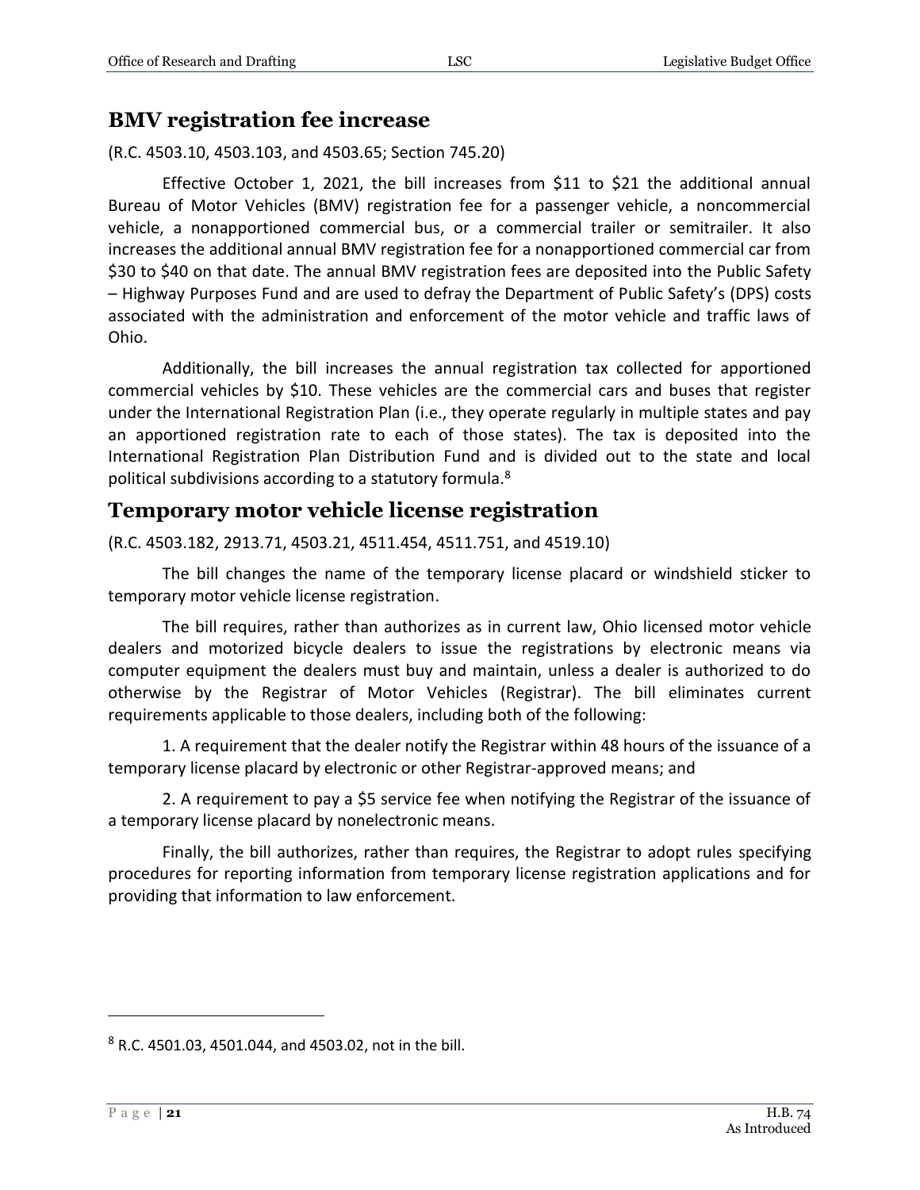## BMV registration fee increase

(R.C. 4503.10, 4503.103, and 4503.65; Section 745.20)

Effective October 1, 2021, the bill increases from $11 to $21 the additional annual Bureau of Motor Vehicles (BMV) registration fee for a passenger vehicle, a noncommercial vehicle, a nonapportioned commercial bus, or a commercial trailer or semitrailer. It also increases the additional annual BMV registration fee for a nonapportioned commercial car from $30 to $40 on that date. The annual BMV registration fees are deposited into the Public Safety – Highway Purposes Fund and are used to defray the Department of Public Safety's (DPS) costs associated with the administration and enforcement of the motor vehicle and traffic laws of Ohio.

Additionally, the bill increases the annual registration tax collected for apportioned commercial vehicles by $10. These vehicles are the commercial cars and buses that register under the International Registration Plan (i.e., they operate regularly in multiple states and pay an apportioned registration rate to each of those states). The tax is deposited into the International Registration Plan Distribution Fund and is divided out to the state and local political subdivisions according to a statutory formula.[8]

## Temporary motor vehicle license registration

(R.C. 4503.182, 2913.71, 4503.21, 4511.454, 4511.751, and 4519.10)

The bill changes the name of the temporary license placard or windshield sticker to temporary motor vehicle license registration.

The bill requires, rather than authorizes as in current law, Ohio licensed motor vehicle dealers and motorized bicycle dealers to issue the registrations by electronic means via computer equipment the dealers must buy and maintain, unless a dealer is authorized to do otherwise by the Registrar of Motor Vehicles (Registrar). The bill eliminates current requirements applicable to those dealers, including both of the following:

1. A requirement that the dealer notify the Registrar within 48 hours of the issuance of a temporary license placard by electronic or other Registrar-approved means; and

2. A requirement to pay a $5 service fee when notifying the Registrar of the issuance of a temporary license placard by nonelectronic means.

Finally, the bill authorizes, rather than requires, the Registrar to adopt rules specifying procedures for reporting information from temporary license registration applications and for providing that information to law enforcement.

---

[8] R.C. 4501.03, 4501.044, and 4503.02, not in the bill.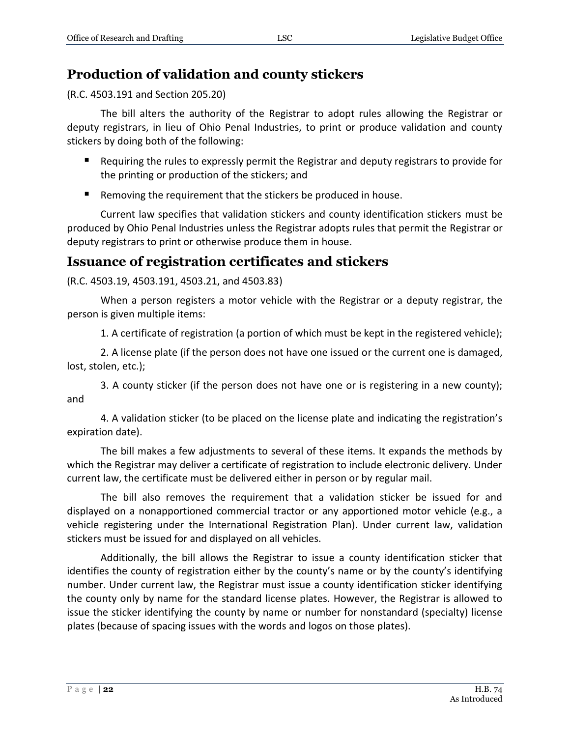## Production of validation and county stickers

(R.C. 4503.191 and Section 205.20)

The bill alters the authority of the Registrar to adopt rules allowing the Registrar or deputy registrars, in lieu of Ohio Penal Industries, to print or produce validation and county stickers by doing both of the following:

- Requiring the rules to expressly permit the Registrar and deputy registrars to provide for the printing or production of the stickers; and
- Removing the requirement that the stickers be produced in house.

Current law specifies that validation stickers and county identification stickers must be produced by Ohio Penal Industries unless the Registrar adopts rules that permit the Registrar or deputy registrars to print or otherwise produce them in house.

## Issuance of registration certificates and stickers

(R.C. 4503.19, 4503.191, 4503.21, and 4503.83)

When a person registers a motor vehicle with the Registrar or a deputy registrar, the person is given multiple items:

1. A certificate of registration (a portion of which must be kept in the registered vehicle);

2. A license plate (if the person does not have one issued or the current one is damaged, lost, stolen, etc.);

3. A county sticker (if the person does not have one or is registering in a new county); and

4. A validation sticker (to be placed on the license plate and indicating the registration's expiration date).

The bill makes a few adjustments to several of these items. It expands the methods by which the Registrar may deliver a certificate of registration to include electronic delivery. Under current law, the certificate must be delivered either in person or by regular mail.

The bill also removes the requirement that a validation sticker be issued for and displayed on a nonapportioned commercial tractor or any apportioned motor vehicle (e.g., a vehicle registering under the International Registration Plan). Under current law, validation stickers must be issued for and displayed on all vehicles.

Additionally, the bill allows the Registrar to issue a county identification sticker that identifies the county of registration either by the county's name or by the county's identifying number. Under current law, the Registrar must issue a county identification sticker identifying the county only by name for the standard license plates. However, the Registrar is allowed to issue the sticker identifying the county by name or number for nonstandard (specialty) license plates (because of spacing issues with the words and logos on those plates).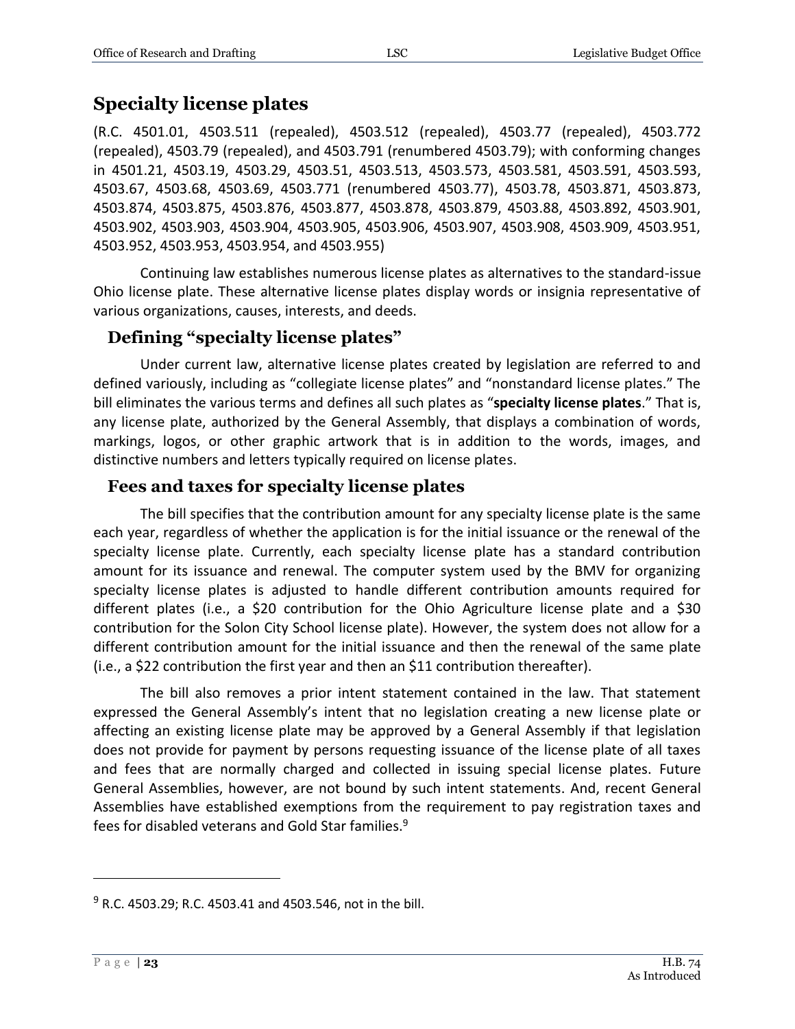## Specialty license plates

(R.C. 4501.01, 4503.511 (repealed), 4503.512 (repealed), 4503.77 (repealed), 4503.772 (repealed), 4503.79 (repealed), and 4503.791 (renumbered 4503.79); with conforming changes in 4501.21, 4503.19, 4503.29, 4503.51, 4503.513, 4503.573, 4503.581, 4503.591, 4503.593, 4503.67, 4503.68, 4503.69, 4503.771 (renumbered 4503.77), 4503.78, 4503.871, 4503.873, 4503.874, 4503.875, 4503.876, 4503.877, 4503.878, 4503.879, 4503.88, 4503.892, 4503.901, 4503.902, 4503.903, 4503.904, 4503.905, 4503.906, 4503.907, 4503.908, 4503.909, 4503.951, 4503.952, 4503.953, 4503.954, and 4503.955)

Continuing law establishes numerous license plates as alternatives to the standard-issue Ohio license plate. These alternative license plates display words or insignia representative of various organizations, causes, interests, and deeds.

### Defining "specialty license plates"

Under current law, alternative license plates created by legislation are referred to and defined variously, including as "collegiate license plates" and "nonstandard license plates." The bill eliminates the various terms and defines all such plates as "**specialty license plates**." That is, any license plate, authorized by the General Assembly, that displays a combination of words, markings, logos, or other graphic artwork that is in addition to the words, images, and distinctive numbers and letters typically required on license plates.

### Fees and taxes for specialty license plates

The bill specifies that the contribution amount for any specialty license plate is the same each year, regardless of whether the application is for the initial issuance or the renewal of the specialty license plate. Currently, each specialty license plate has a standard contribution amount for its issuance and renewal. The computer system used by the BMV for organizing specialty license plates is adjusted to handle different contribution amounts required for different plates (i.e., a $20 contribution for the Ohio Agriculture license plate and a $30 contribution for the Solon City School license plate). However, the system does not allow for a different contribution amount for the initial issuance and then the renewal of the same plate (i.e., a $22 contribution the first year and then an $11 contribution thereafter).

The bill also removes a prior intent statement contained in the law. That statement expressed the General Assembly's intent that no legislation creating a new license plate or affecting an existing license plate may be approved by a General Assembly if that legislation does not provide for payment by persons requesting issuance of the license plate of all taxes and fees that are normally charged and collected in issuing special license plates. Future General Assemblies, however, are not bound by such intent statements. And, recent General Assemblies have established exemptions from the requirement to pay registration taxes and fees for disabled veterans and Gold Star families.[9]

---

[9] R.C. 4503.29; R.C. 4503.41 and 4503.546, not in the bill.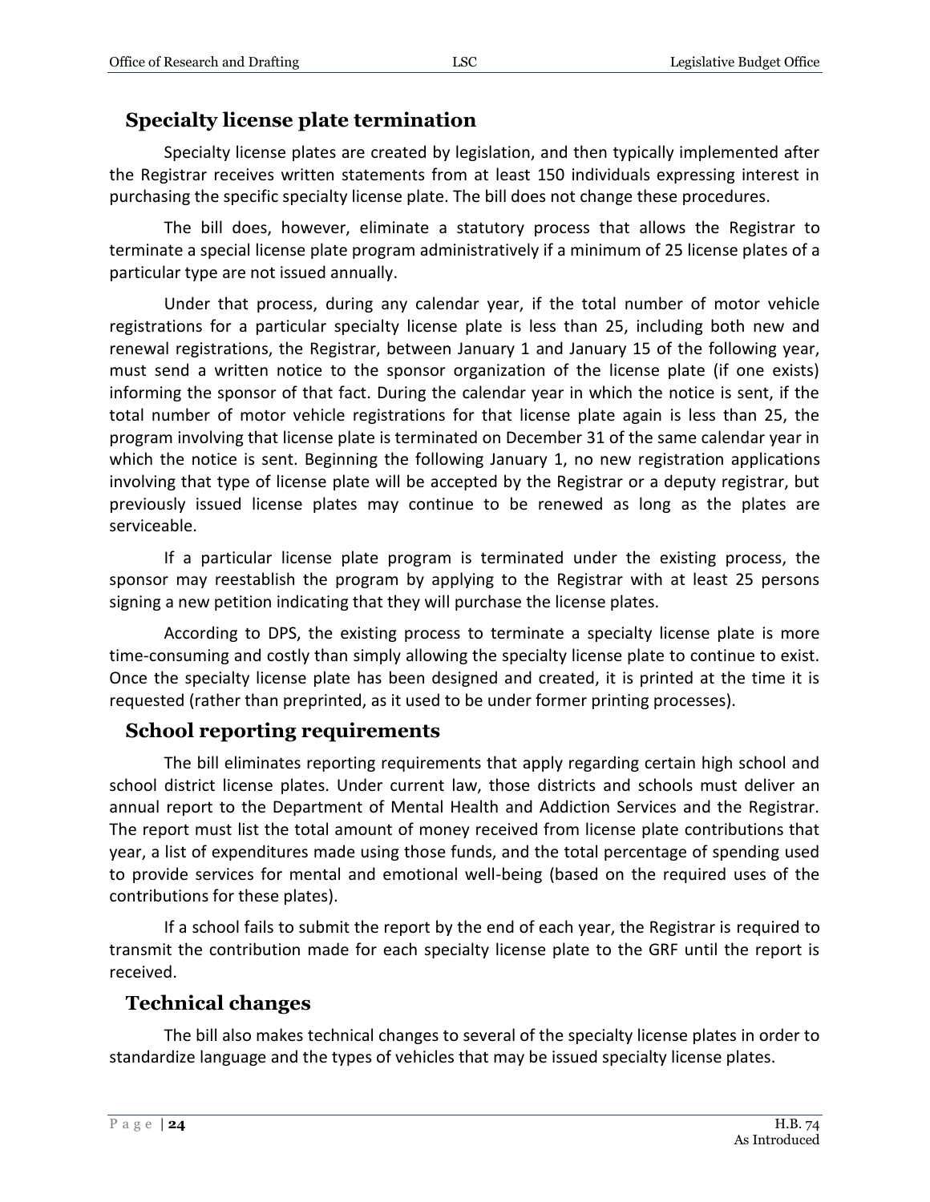## Specialty license plate termination

Specialty license plates are created by legislation, and then typically implemented after the Registrar receives written statements from at least 150 individuals expressing interest in purchasing the specific specialty license plate. The bill does not change these procedures.

The bill does, however, eliminate a statutory process that allows the Registrar to terminate a special license plate program administratively if a minimum of 25 license plates of a particular type are not issued annually.

Under that process, during any calendar year, if the total number of motor vehicle registrations for a particular specialty license plate is less than 25, including both new and renewal registrations, the Registrar, between January 1 and January 15 of the following year, must send a written notice to the sponsor organization of the license plate (if one exists) informing the sponsor of that fact. During the calendar year in which the notice is sent, if the total number of motor vehicle registrations for that license plate again is less than 25, the program involving that license plate is terminated on December 31 of the same calendar year in which the notice is sent. Beginning the following January 1, no new registration applications involving that type of license plate will be accepted by the Registrar or a deputy registrar, but previously issued license plates may continue to be renewed as long as the plates are serviceable.

If a particular license plate program is terminated under the existing process, the sponsor may reestablish the program by applying to the Registrar with at least 25 persons signing a new petition indicating that they will purchase the license plates.

According to DPS, the existing process to terminate a specialty license plate is more time-consuming and costly than simply allowing the specialty license plate to continue to exist. Once the specialty license plate has been designed and created, it is printed at the time it is requested (rather than preprinted, as it used to be under former printing processes).

## School reporting requirements

The bill eliminates reporting requirements that apply regarding certain high school and school district license plates. Under current law, those districts and schools must deliver an annual report to the Department of Mental Health and Addiction Services and the Registrar. The report must list the total amount of money received from license plate contributions that year, a list of expenditures made using those funds, and the total percentage of spending used to provide services for mental and emotional well-being (based on the required uses of the contributions for these plates).

If a school fails to submit the report by the end of each year, the Registrar is required to transmit the contribution made for each specialty license plate to the GRF until the report is received.

## Technical changes

The bill also makes technical changes to several of the specialty license plates in order to standardize language and the types of vehicles that may be issued specialty license plates.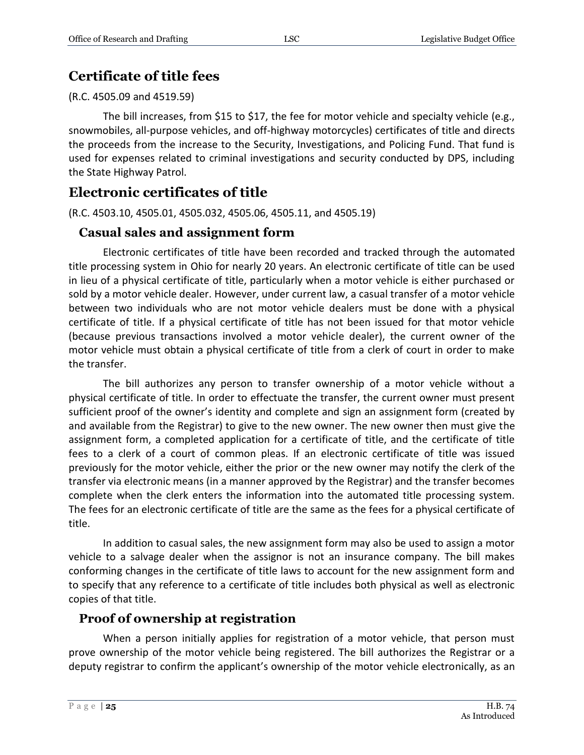## Certificate of title fees

(R.C. 4505.09 and 4519.59)

The bill increases, from $15 to $17, the fee for motor vehicle and specialty vehicle (e.g., snowmobiles, all-purpose vehicles, and off-highway motorcycles) certificates of title and directs the proceeds from the increase to the Security, Investigations, and Policing Fund. That fund is used for expenses related to criminal investigations and security conducted by DPS, including the State Highway Patrol.

## Electronic certificates of title

(R.C. 4503.10, 4505.01, 4505.032, 4505.06, 4505.11, and 4505.19)

### Casual sales and assignment form

Electronic certificates of title have been recorded and tracked through the automated title processing system in Ohio for nearly 20 years. An electronic certificate of title can be used in lieu of a physical certificate of title, particularly when a motor vehicle is either purchased or sold by a motor vehicle dealer. However, under current law, a casual transfer of a motor vehicle between two individuals who are not motor vehicle dealers must be done with a physical certificate of title. If a physical certificate of title has not been issued for that motor vehicle (because previous transactions involved a motor vehicle dealer), the current owner of the motor vehicle must obtain a physical certificate of title from a clerk of court in order to make the transfer.

The bill authorizes any person to transfer ownership of a motor vehicle without a physical certificate of title. In order to effectuate the transfer, the current owner must present sufficient proof of the owner's identity and complete and sign an assignment form (created by and available from the Registrar) to give to the new owner. The new owner then must give the assignment form, a completed application for a certificate of title, and the certificate of title fees to a clerk of a court of common pleas. If an electronic certificate of title was issued previously for the motor vehicle, either the prior or the new owner may notify the clerk of the transfer via electronic means (in a manner approved by the Registrar) and the transfer becomes complete when the clerk enters the information into the automated title processing system. The fees for an electronic certificate of title are the same as the fees for a physical certificate of title.

In addition to casual sales, the new assignment form may also be used to assign a motor vehicle to a salvage dealer when the assignor is not an insurance company. The bill makes conforming changes in the certificate of title laws to account for the new assignment form and to specify that any reference to a certificate of title includes both physical as well as electronic copies of that title.

### Proof of ownership at registration

When a person initially applies for registration of a motor vehicle, that person must prove ownership of the motor vehicle being registered. The bill authorizes the Registrar or a deputy registrar to confirm the applicant's ownership of the motor vehicle electronically, as an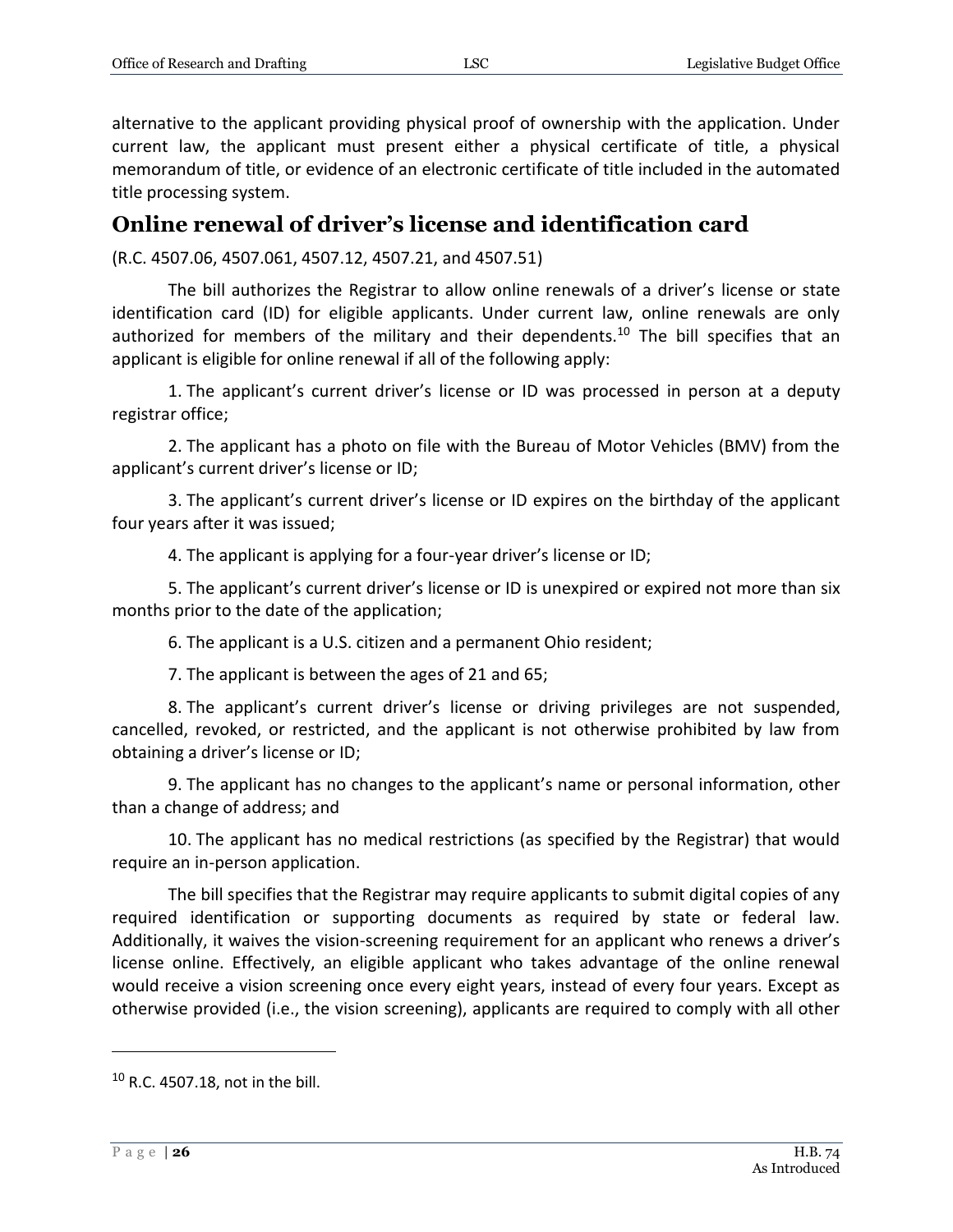alternative to the applicant providing physical proof of ownership with the application. Under current law, the applicant must present either a physical certificate of title, a physical memorandum of title, or evidence of an electronic certificate of title included in the automated title processing system.

## Online renewal of driver's license and identification card

(R.C. 4507.06, 4507.061, 4507.12, 4507.21, and 4507.51)

The bill authorizes the Registrar to allow online renewals of a driver's license or state identification card (ID) for eligible applicants. Under current law, online renewals are only authorized for members of the military and their dependents.[10] The bill specifies that an applicant is eligible for online renewal if all of the following apply:

1. The applicant's current driver's license or ID was processed in person at a deputy registrar office;

2. The applicant has a photo on file with the Bureau of Motor Vehicles (BMV) from the applicant's current driver's license or ID;

3. The applicant's current driver's license or ID expires on the birthday of the applicant four years after it was issued;

4. The applicant is applying for a four-year driver's license or ID;

5. The applicant's current driver's license or ID is unexpired or expired not more than six months prior to the date of the application;

6. The applicant is a U.S. citizen and a permanent Ohio resident;

7. The applicant is between the ages of 21 and 65;

8. The applicant's current driver's license or driving privileges are not suspended, cancelled, revoked, or restricted, and the applicant is not otherwise prohibited by law from obtaining a driver's license or ID;

9. The applicant has no changes to the applicant's name or personal information, other than a change of address; and

10. The applicant has no medical restrictions (as specified by the Registrar) that would require an in-person application.

The bill specifies that the Registrar may require applicants to submit digital copies of any required identification or supporting documents as required by state or federal law. Additionally, it waives the vision-screening requirement for an applicant who renews a driver's license online. Effectively, an eligible applicant who takes advantage of the online renewal would receive a vision screening once every eight years, instead of every four years. Except as otherwise provided (i.e., the vision screening), applicants are required to comply with all other

---

[10] R.C. 4507.18, not in the bill.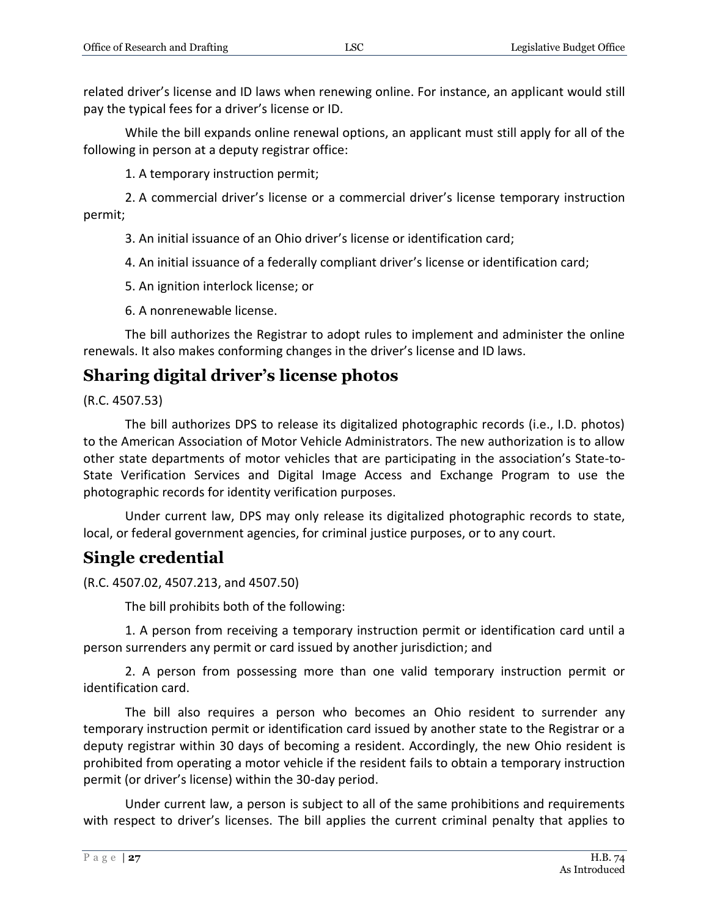related driver's license and ID laws when renewing online. For instance, an applicant would still pay the typical fees for a driver's license or ID.

While the bill expands online renewal options, an applicant must still apply for all of the following in person at a deputy registrar office:

1. A temporary instruction permit;

2. A commercial driver's license or a commercial driver's license temporary instruction permit;

3. An initial issuance of an Ohio driver's license or identification card;

4. An initial issuance of a federally compliant driver's license or identification card;

5. An ignition interlock license; or

6. A nonrenewable license.

The bill authorizes the Registrar to adopt rules to implement and administer the online renewals. It also makes conforming changes in the driver's license and ID laws.

## Sharing digital driver's license photos

(R.C. 4507.53)

The bill authorizes DPS to release its digitalized photographic records (i.e., I.D. photos) to the American Association of Motor Vehicle Administrators. The new authorization is to allow other state departments of motor vehicles that are participating in the association's State-to-State Verification Services and Digital Image Access and Exchange Program to use the photographic records for identity verification purposes.

Under current law, DPS may only release its digitalized photographic records to state, local, or federal government agencies, for criminal justice purposes, or to any court.

## Single credential

(R.C. 4507.02, 4507.213, and 4507.50)

The bill prohibits both of the following:

1. A person from receiving a temporary instruction permit or identification card until a person surrenders any permit or card issued by another jurisdiction; and

2. A person from possessing more than one valid temporary instruction permit or identification card.

The bill also requires a person who becomes an Ohio resident to surrender any temporary instruction permit or identification card issued by another state to the Registrar or a deputy registrar within 30 days of becoming a resident. Accordingly, the new Ohio resident is prohibited from operating a motor vehicle if the resident fails to obtain a temporary instruction permit (or driver's license) within the 30-day period.

Under current law, a person is subject to all of the same prohibitions and requirements with respect to driver's licenses. The bill applies the current criminal penalty that applies to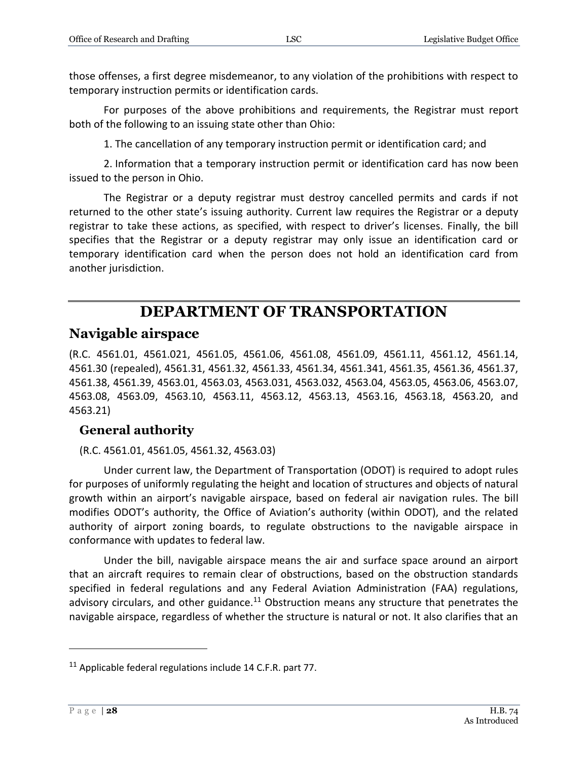those offenses, a first degree misdemeanor, to any violation of the prohibitions with respect to temporary instruction permits or identification cards.

For purposes of the above prohibitions and requirements, the Registrar must report both of the following to an issuing state other than Ohio:

1. The cancellation of any temporary instruction permit or identification card; and

2. Information that a temporary instruction permit or identification card has now been issued to the person in Ohio.

The Registrar or a deputy registrar must destroy cancelled permits and cards if not returned to the other state's issuing authority. Current law requires the Registrar or a deputy registrar to take these actions, as specified, with respect to driver's licenses. Finally, the bill specifies that the Registrar or a deputy registrar may only issue an identification card or temporary identification card when the person does not hold an identification card from another jurisdiction.

# DEPARTMENT OF TRANSPORTATION

## Navigable airspace

(R.C. 4561.01, 4561.021, 4561.05, 4561.06, 4561.08, 4561.09, 4561.11, 4561.12, 4561.14, 4561.30 (repealed), 4561.31, 4561.32, 4561.33, 4561.34, 4561.341, 4561.35, 4561.36, 4561.37, 4561.38, 4561.39, 4563.01, 4563.03, 4563.031, 4563.032, 4563.04, 4563.05, 4563.06, 4563.07, 4563.08, 4563.09, 4563.10, 4563.11, 4563.12, 4563.13, 4563.16, 4563.18, 4563.20, and 4563.21)

### General authority

(R.C. 4561.01, 4561.05, 4561.32, 4563.03)

Under current law, the Department of Transportation (ODOT) is required to adopt rules for purposes of uniformly regulating the height and location of structures and objects of natural growth within an airport's navigable airspace, based on federal air navigation rules. The bill modifies ODOT's authority, the Office of Aviation's authority (within ODOT), and the related authority of airport zoning boards, to regulate obstructions to the navigable airspace in conformance with updates to federal law.

Under the bill, navigable airspace means the air and surface space around an airport that an aircraft requires to remain clear of obstructions, based on the obstruction standards specified in federal regulations and any Federal Aviation Administration (FAA) regulations, advisory circulars, and other guidance.[11] Obstruction means any structure that penetrates the navigable airspace, regardless of whether the structure is natural or not. It also clarifies that an

[11] Applicable federal regulations include 14 C.F.R. part 77.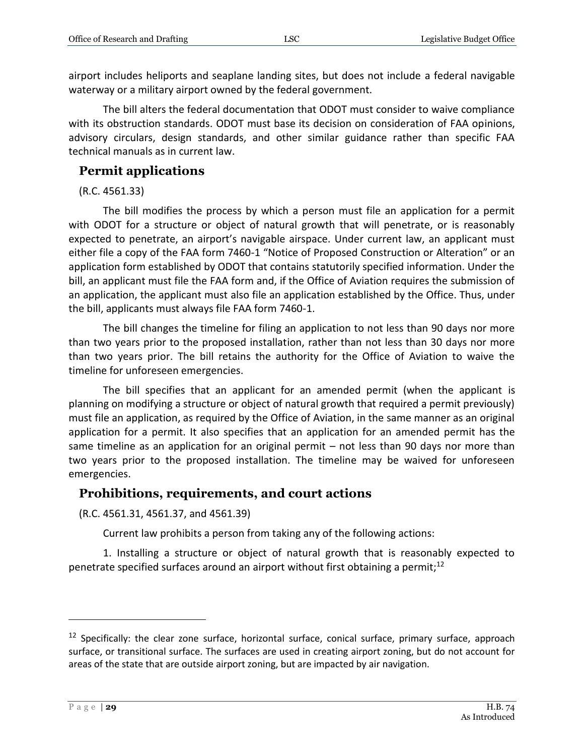airport includes heliports and seaplane landing sites, but does not include a federal navigable waterway or a military airport owned by the federal government.

The bill alters the federal documentation that ODOT must consider to waive compliance with its obstruction standards. ODOT must base its decision on consideration of FAA opinions, advisory circulars, design standards, and other similar guidance rather than specific FAA technical manuals as in current law.

## Permit applications

(R.C. 4561.33)

The bill modifies the process by which a person must file an application for a permit with ODOT for a structure or object of natural growth that will penetrate, or is reasonably expected to penetrate, an airport's navigable airspace. Under current law, an applicant must either file a copy of the FAA form 7460-1 "Notice of Proposed Construction or Alteration" or an application form established by ODOT that contains statutorily specified information. Under the bill, an applicant must file the FAA form and, if the Office of Aviation requires the submission of an application, the applicant must also file an application established by the Office. Thus, under the bill, applicants must always file FAA form 7460-1.

The bill changes the timeline for filing an application to not less than 90 days nor more than two years prior to the proposed installation, rather than not less than 30 days nor more than two years prior. The bill retains the authority for the Office of Aviation to waive the timeline for unforeseen emergencies.

The bill specifies that an applicant for an amended permit (when the applicant is planning on modifying a structure or object of natural growth that required a permit previously) must file an application, as required by the Office of Aviation, in the same manner as an original application for a permit. It also specifies that an application for an amended permit has the same timeline as an application for an original permit – not less than 90 days nor more than two years prior to the proposed installation. The timeline may be waived for unforeseen emergencies.

## Prohibitions, requirements, and court actions

(R.C. 4561.31, 4561.37, and 4561.39)

Current law prohibits a person from taking any of the following actions:

1. Installing a structure or object of natural growth that is reasonably expected to penetrate specified surfaces around an airport without first obtaining a permit;[12]

---

[12] Specifically: the clear zone surface, horizontal surface, conical surface, primary surface, approach surface, or transitional surface. The surfaces are used in creating airport zoning, but do not account for areas of the state that are outside airport zoning, but are impacted by air navigation.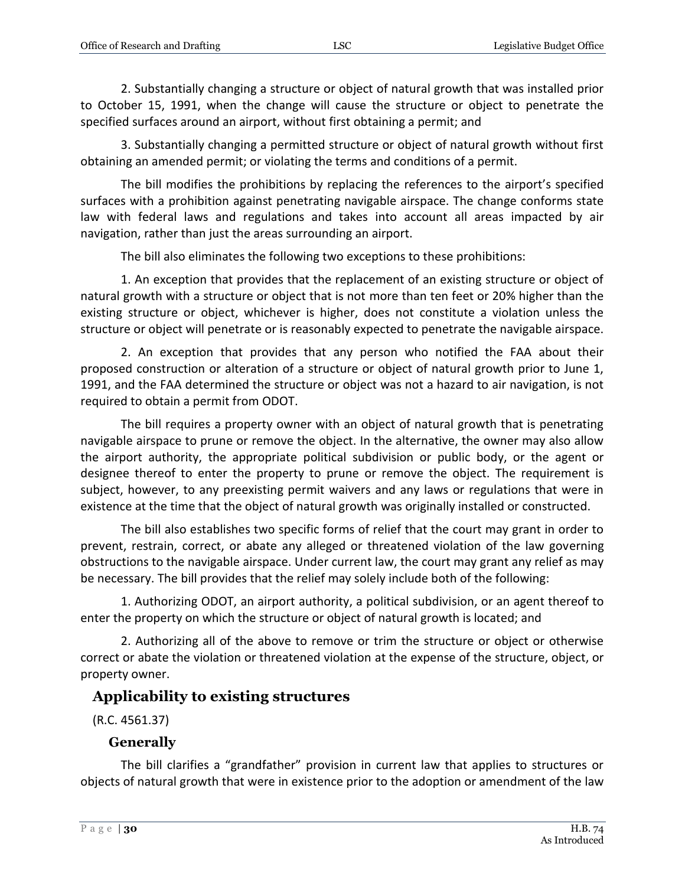2. Substantially changing a structure or object of natural growth that was installed prior to October 15, 1991, when the change will cause the structure or object to penetrate the specified surfaces around an airport, without first obtaining a permit; and

3. Substantially changing a permitted structure or object of natural growth without first obtaining an amended permit; or violating the terms and conditions of a permit.

The bill modifies the prohibitions by replacing the references to the airport's specified surfaces with a prohibition against penetrating navigable airspace. The change conforms state law with federal laws and regulations and takes into account all areas impacted by air navigation, rather than just the areas surrounding an airport.

The bill also eliminates the following two exceptions to these prohibitions:

1. An exception that provides that the replacement of an existing structure or object of natural growth with a structure or object that is not more than ten feet or 20% higher than the existing structure or object, whichever is higher, does not constitute a violation unless the structure or object will penetrate or is reasonably expected to penetrate the navigable airspace.

2. An exception that provides that any person who notified the FAA about their proposed construction or alteration of a structure or object of natural growth prior to June 1, 1991, and the FAA determined the structure or object was not a hazard to air navigation, is not required to obtain a permit from ODOT.

The bill requires a property owner with an object of natural growth that is penetrating navigable airspace to prune or remove the object. In the alternative, the owner may also allow the airport authority, the appropriate political subdivision or public body, or the agent or designee thereof to enter the property to prune or remove the object. The requirement is subject, however, to any preexisting permit waivers and any laws or regulations that were in existence at the time that the object of natural growth was originally installed or constructed.

The bill also establishes two specific forms of relief that the court may grant in order to prevent, restrain, correct, or abate any alleged or threatened violation of the law governing obstructions to the navigable airspace. Under current law, the court may grant any relief as may be necessary. The bill provides that the relief may solely include both of the following:

1. Authorizing ODOT, an airport authority, a political subdivision, or an agent thereof to enter the property on which the structure or object of natural growth is located; and

2. Authorizing all of the above to remove or trim the structure or object or otherwise correct or abate the violation or threatened violation at the expense of the structure, object, or property owner.

## Applicability to existing structures

(R.C. 4561.37)

### Generally

The bill clarifies a "grandfather" provision in current law that applies to structures or objects of natural growth that were in existence prior to the adoption or amendment of the law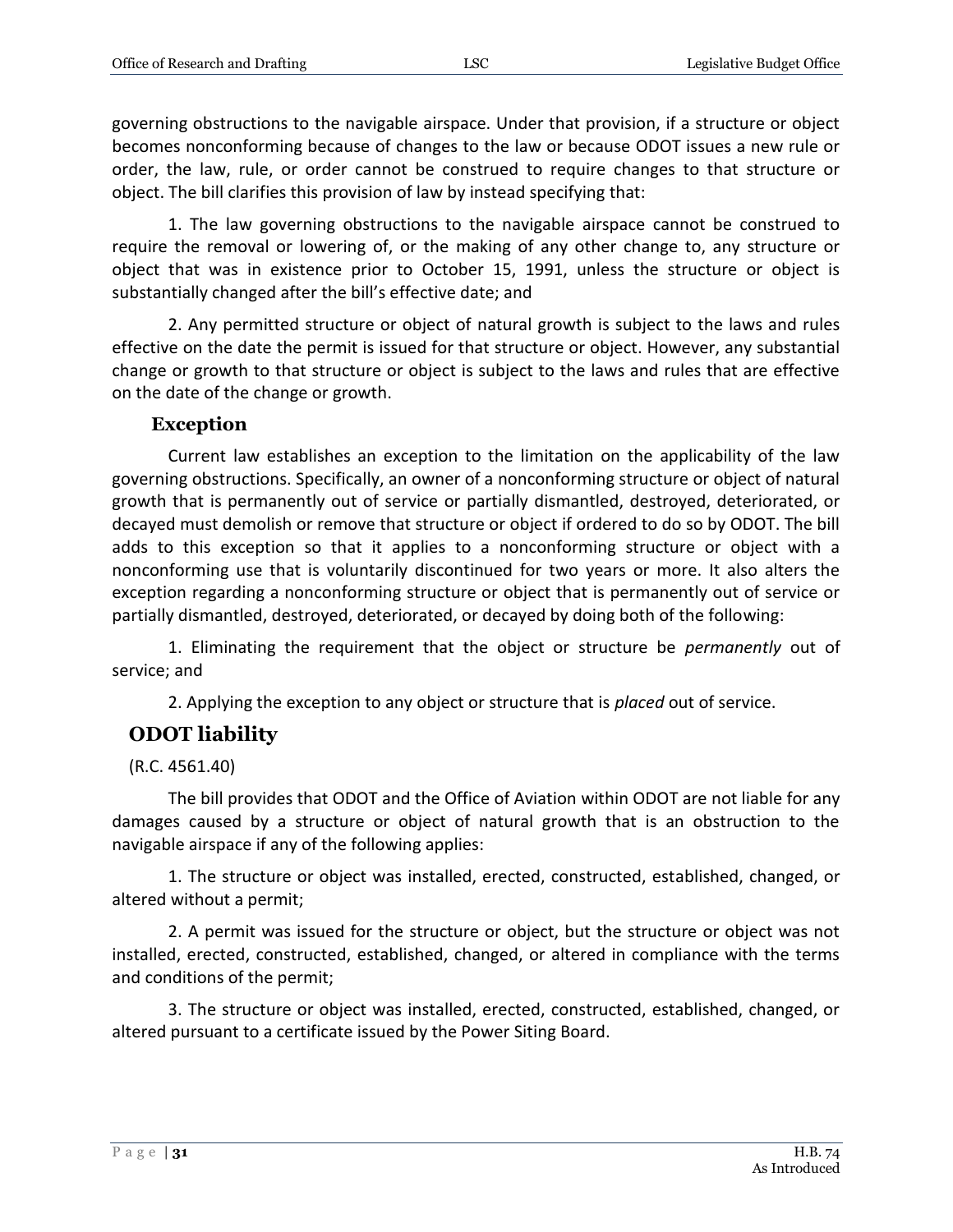governing obstructions to the navigable airspace. Under that provision, if a structure or object becomes nonconforming because of changes to the law or because ODOT issues a new rule or order, the law, rule, or order cannot be construed to require changes to that structure or object. The bill clarifies this provision of law by instead specifying that:

1. The law governing obstructions to the navigable airspace cannot be construed to require the removal or lowering of, or the making of any other change to, any structure or object that was in existence prior to October 15, 1991, unless the structure or object is substantially changed after the bill's effective date; and

2. Any permitted structure or object of natural growth is subject to the laws and rules effective on the date the permit is issued for that structure or object. However, any substantial change or growth to that structure or object is subject to the laws and rules that are effective on the date of the change or growth.

### Exception

Current law establishes an exception to the limitation on the applicability of the law governing obstructions. Specifically, an owner of a nonconforming structure or object of natural growth that is permanently out of service or partially dismantled, destroyed, deteriorated, or decayed must demolish or remove that structure or object if ordered to do so by ODOT. The bill adds to this exception so that it applies to a nonconforming structure or object with a nonconforming use that is voluntarily discontinued for two years or more. It also alters the exception regarding a nonconforming structure or object that is permanently out of service or partially dismantled, destroyed, deteriorated, or decayed by doing both of the following:

1. Eliminating the requirement that the object or structure be *permanently* out of service; and

2. Applying the exception to any object or structure that is *placed* out of service.

## ODOT liability

(R.C. 4561.40)

The bill provides that ODOT and the Office of Aviation within ODOT are not liable for any damages caused by a structure or object of natural growth that is an obstruction to the navigable airspace if any of the following applies:

1. The structure or object was installed, erected, constructed, established, changed, or altered without a permit;

2. A permit was issued for the structure or object, but the structure or object was not installed, erected, constructed, established, changed, or altered in compliance with the terms and conditions of the permit;

3. The structure or object was installed, erected, constructed, established, changed, or altered pursuant to a certificate issued by the Power Siting Board.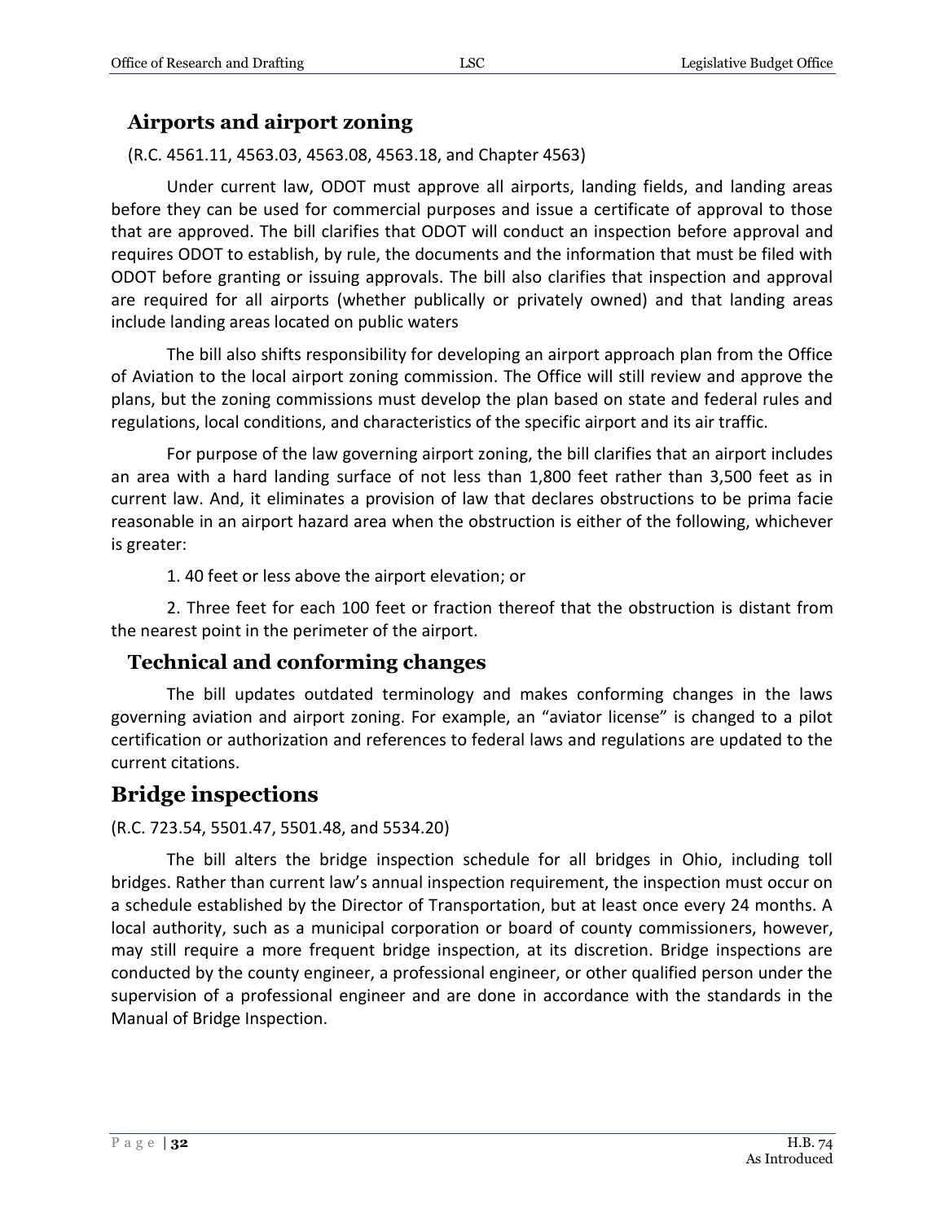### Airports and airport zoning

(R.C. 4561.11, 4563.03, 4563.08, 4563.18, and Chapter 4563)

Under current law, ODOT must approve all airports, landing fields, and landing areas before they can be used for commercial purposes and issue a certificate of approval to those that are approved. The bill clarifies that ODOT will conduct an inspection before approval and requires ODOT to establish, by rule, the documents and the information that must be filed with ODOT before granting or issuing approvals. The bill also clarifies that inspection and approval are required for all airports (whether publically or privately owned) and that landing areas include landing areas located on public waters

The bill also shifts responsibility for developing an airport approach plan from the Office of Aviation to the local airport zoning commission. The Office will still review and approve the plans, but the zoning commissions must develop the plan based on state and federal rules and regulations, local conditions, and characteristics of the specific airport and its air traffic.

For purpose of the law governing airport zoning, the bill clarifies that an airport includes an area with a hard landing surface of not less than 1,800 feet rather than 3,500 feet as in current law. And, it eliminates a provision of law that declares obstructions to be prima facie reasonable in an airport hazard area when the obstruction is either of the following, whichever is greater:

1. 40 feet or less above the airport elevation; or

2. Three feet for each 100 feet or fraction thereof that the obstruction is distant from the nearest point in the perimeter of the airport.

### Technical and conforming changes

The bill updates outdated terminology and makes conforming changes in the laws governing aviation and airport zoning. For example, an "aviator license" is changed to a pilot certification or authorization and references to federal laws and regulations are updated to the current citations.

## Bridge inspections

(R.C. 723.54, 5501.47, 5501.48, and 5534.20)

The bill alters the bridge inspection schedule for all bridges in Ohio, including toll bridges. Rather than current law's annual inspection requirement, the inspection must occur on a schedule established by the Director of Transportation, but at least once every 24 months. A local authority, such as a municipal corporation or board of county commissioners, however, may still require a more frequent bridge inspection, at its discretion. Bridge inspections are conducted by the county engineer, a professional engineer, or other qualified person under the supervision of a professional engineer and are done in accordance with the standards in the Manual of Bridge Inspection.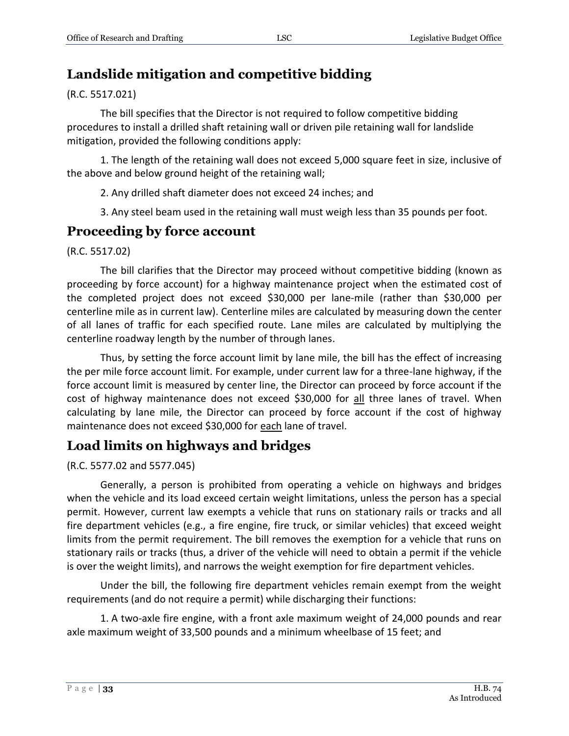## Landslide mitigation and competitive bidding

(R.C. 5517.021)

The bill specifies that the Director is not required to follow competitive bidding procedures to install a drilled shaft retaining wall or driven pile retaining wall for landslide mitigation, provided the following conditions apply:

1. The length of the retaining wall does not exceed 5,000 square feet in size, inclusive of the above and below ground height of the retaining wall;

2. Any drilled shaft diameter does not exceed 24 inches; and

3. Any steel beam used in the retaining wall must weigh less than 35 pounds per foot.

## Proceeding by force account

(R.C. 5517.02)

The bill clarifies that the Director may proceed without competitive bidding (known as proceeding by force account) for a highway maintenance project when the estimated cost of the completed project does not exceed $30,000 per lane-mile (rather than $30,000 per centerline mile as in current law). Centerline miles are calculated by measuring down the center of all lanes of traffic for each specified route. Lane miles are calculated by multiplying the centerline roadway length by the number of through lanes.

Thus, by setting the force account limit by lane mile, the bill has the effect of increasing the per mile force account limit. For example, under current law for a three-lane highway, if the force account limit is measured by center line, the Director can proceed by force account if the cost of highway maintenance does not exceed $30,000 for <u>all</u> three lanes of travel. When calculating by lane mile, the Director can proceed by force account if the cost of highway maintenance does not exceed $30,000 for <u>each</u> lane of travel.

## Load limits on highways and bridges

(R.C. 5577.02 and 5577.045)

Generally, a person is prohibited from operating a vehicle on highways and bridges when the vehicle and its load exceed certain weight limitations, unless the person has a special permit. However, current law exempts a vehicle that runs on stationary rails or tracks and all fire department vehicles (e.g., a fire engine, fire truck, or similar vehicles) that exceed weight limits from the permit requirement. The bill removes the exemption for a vehicle that runs on stationary rails or tracks (thus, a driver of the vehicle will need to obtain a permit if the vehicle is over the weight limits), and narrows the weight exemption for fire department vehicles.

Under the bill, the following fire department vehicles remain exempt from the weight requirements (and do not require a permit) while discharging their functions:

1. A two-axle fire engine, with a front axle maximum weight of 24,000 pounds and rear axle maximum weight of 33,500 pounds and a minimum wheelbase of 15 feet; and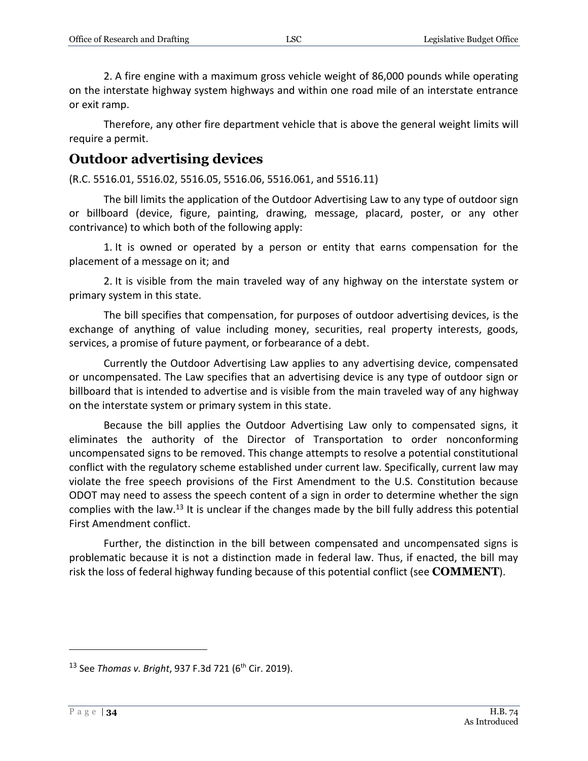2. A fire engine with a maximum gross vehicle weight of 86,000 pounds while operating on the interstate highway system highways and within one road mile of an interstate entrance or exit ramp.

Therefore, any other fire department vehicle that is above the general weight limits will require a permit.

## Outdoor advertising devices

(R.C. 5516.01, 5516.02, 5516.05, 5516.06, 5516.061, and 5516.11)

The bill limits the application of the Outdoor Advertising Law to any type of outdoor sign or billboard (device, figure, painting, drawing, message, placard, poster, or any other contrivance) to which both of the following apply:

1. It is owned or operated by a person or entity that earns compensation for the placement of a message on it; and

2. It is visible from the main traveled way of any highway on the interstate system or primary system in this state.

The bill specifies that compensation, for purposes of outdoor advertising devices, is the exchange of anything of value including money, securities, real property interests, goods, services, a promise of future payment, or forbearance of a debt.

Currently the Outdoor Advertising Law applies to any advertising device, compensated or uncompensated. The Law specifies that an advertising device is any type of outdoor sign or billboard that is intended to advertise and is visible from the main traveled way of any highway on the interstate system or primary system in this state.

Because the bill applies the Outdoor Advertising Law only to compensated signs, it eliminates the authority of the Director of Transportation to order nonconforming uncompensated signs to be removed. This change attempts to resolve a potential constitutional conflict with the regulatory scheme established under current law. Specifically, current law may violate the free speech provisions of the First Amendment to the U.S. Constitution because ODOT may need to assess the speech content of a sign in order to determine whether the sign complies with the law.[13] It is unclear if the changes made by the bill fully address this potential First Amendment conflict.

Further, the distinction in the bill between compensated and uncompensated signs is problematic because it is not a distinction made in federal law. Thus, if enacted, the bill may risk the loss of federal highway funding because of this potential conflict (see **COMMENT**).

---

[13] See *Thomas v. Bright*, 937 F.3d 721 (6th Cir. 2019).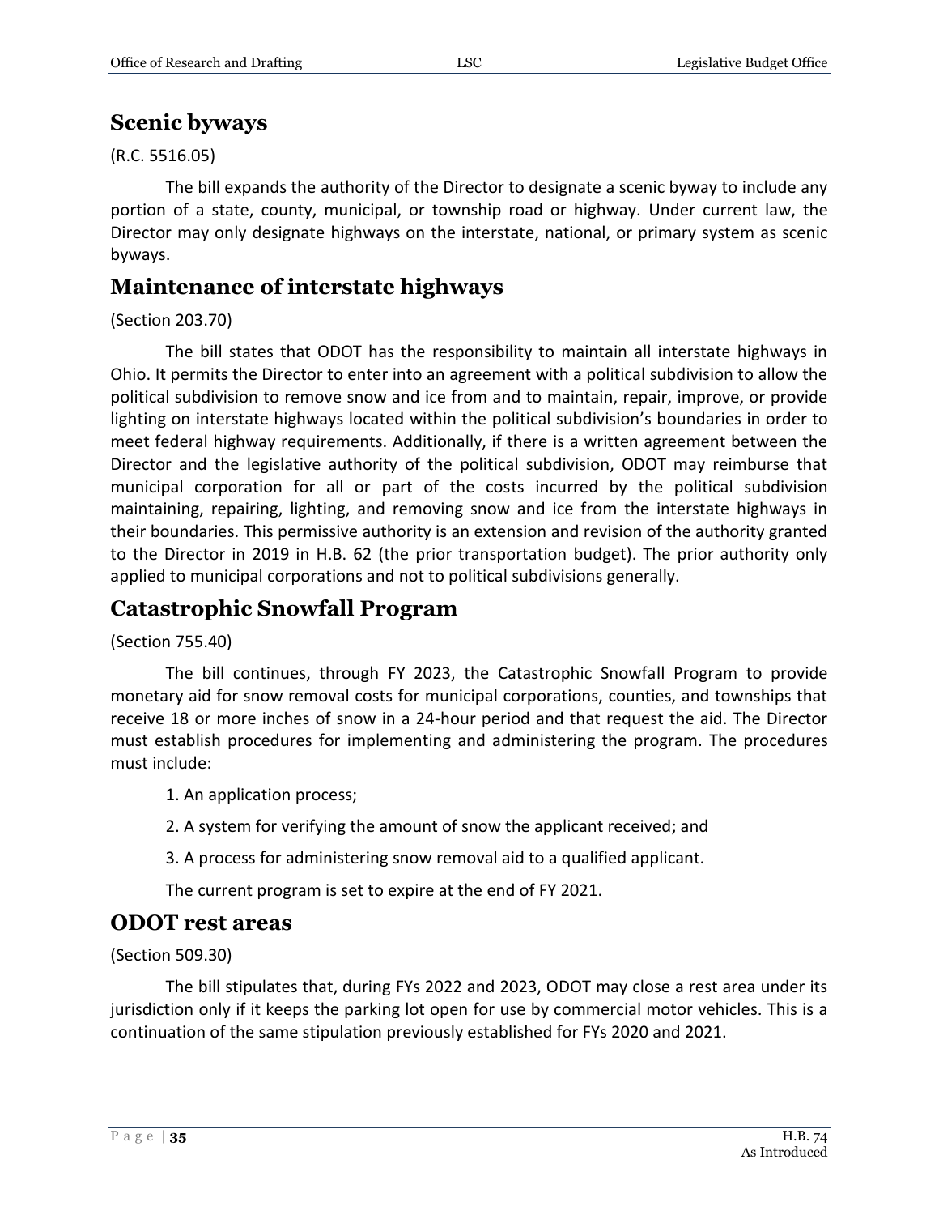## Scenic byways

(R.C. 5516.05)

The bill expands the authority of the Director to designate a scenic byway to include any portion of a state, county, municipal, or township road or highway. Under current law, the Director may only designate highways on the interstate, national, or primary system as scenic byways.

## Maintenance of interstate highways

(Section 203.70)

The bill states that ODOT has the responsibility to maintain all interstate highways in Ohio. It permits the Director to enter into an agreement with a political subdivision to allow the political subdivision to remove snow and ice from and to maintain, repair, improve, or provide lighting on interstate highways located within the political subdivision's boundaries in order to meet federal highway requirements. Additionally, if there is a written agreement between the Director and the legislative authority of the political subdivision, ODOT may reimburse that municipal corporation for all or part of the costs incurred by the political subdivision maintaining, repairing, lighting, and removing snow and ice from the interstate highways in their boundaries. This permissive authority is an extension and revision of the authority granted to the Director in 2019 in H.B. 62 (the prior transportation budget). The prior authority only applied to municipal corporations and not to political subdivisions generally.

## Catastrophic Snowfall Program

(Section 755.40)

The bill continues, through FY 2023, the Catastrophic Snowfall Program to provide monetary aid for snow removal costs for municipal corporations, counties, and townships that receive 18 or more inches of snow in a 24-hour period and that request the aid. The Director must establish procedures for implementing and administering the program. The procedures must include:

1. An application process;
2. A system for verifying the amount of snow the applicant received; and
3. A process for administering snow removal aid to a qualified applicant.

The current program is set to expire at the end of FY 2021.

## ODOT rest areas

(Section 509.30)

The bill stipulates that, during FYs 2022 and 2023, ODOT may close a rest area under its jurisdiction only if it keeps the parking lot open for use by commercial motor vehicles. This is a continuation of the same stipulation previously established for FYs 2020 and 2021.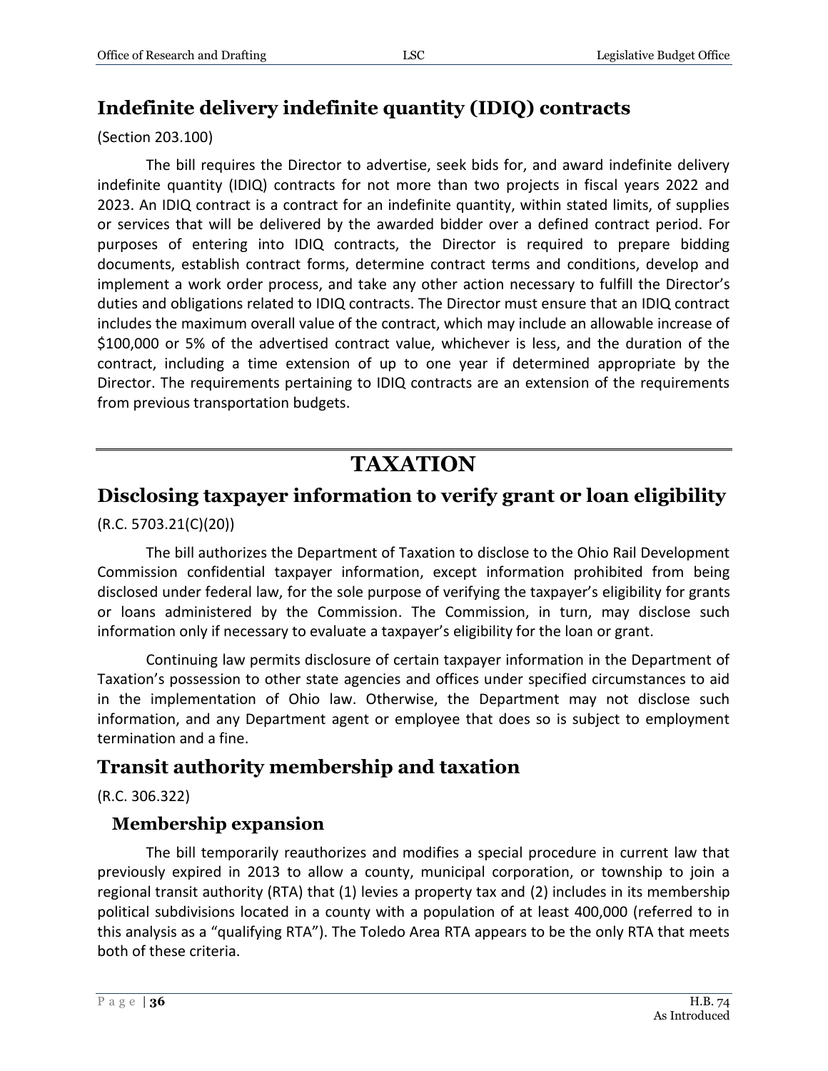## Indefinite delivery indefinite quantity (IDIQ) contracts

(Section 203.100)

The bill requires the Director to advertise, seek bids for, and award indefinite delivery indefinite quantity (IDIQ) contracts for not more than two projects in fiscal years 2022 and 2023. An IDIQ contract is a contract for an indefinite quantity, within stated limits, of supplies or services that will be delivered by the awarded bidder over a defined contract period. For purposes of entering into IDIQ contracts, the Director is required to prepare bidding documents, establish contract forms, determine contract terms and conditions, develop and implement a work order process, and take any other action necessary to fulfill the Director's duties and obligations related to IDIQ contracts. The Director must ensure that an IDIQ contract includes the maximum overall value of the contract, which may include an allowable increase of $100,000 or 5% of the advertised contract value, whichever is less, and the duration of the contract, including a time extension of up to one year if determined appropriate by the Director. The requirements pertaining to IDIQ contracts are an extension of the requirements from previous transportation budgets.

# TAXATION

## Disclosing taxpayer information to verify grant or loan eligibility

(R.C. 5703.21(C)(20))

The bill authorizes the Department of Taxation to disclose to the Ohio Rail Development Commission confidential taxpayer information, except information prohibited from being disclosed under federal law, for the sole purpose of verifying the taxpayer's eligibility for grants or loans administered by the Commission. The Commission, in turn, may disclose such information only if necessary to evaluate a taxpayer's eligibility for the loan or grant.

Continuing law permits disclosure of certain taxpayer information in the Department of Taxation's possession to other state agencies and offices under specified circumstances to aid in the implementation of Ohio law. Otherwise, the Department may not disclose such information, and any Department agent or employee that does so is subject to employment termination and a fine.

## Transit authority membership and taxation

(R.C. 306.322)

### Membership expansion

The bill temporarily reauthorizes and modifies a special procedure in current law that previously expired in 2013 to allow a county, municipal corporation, or township to join a regional transit authority (RTA) that (1) levies a property tax and (2) includes in its membership political subdivisions located in a county with a population of at least 400,000 (referred to in this analysis as a "qualifying RTA"). The Toledo Area RTA appears to be the only RTA that meets both of these criteria.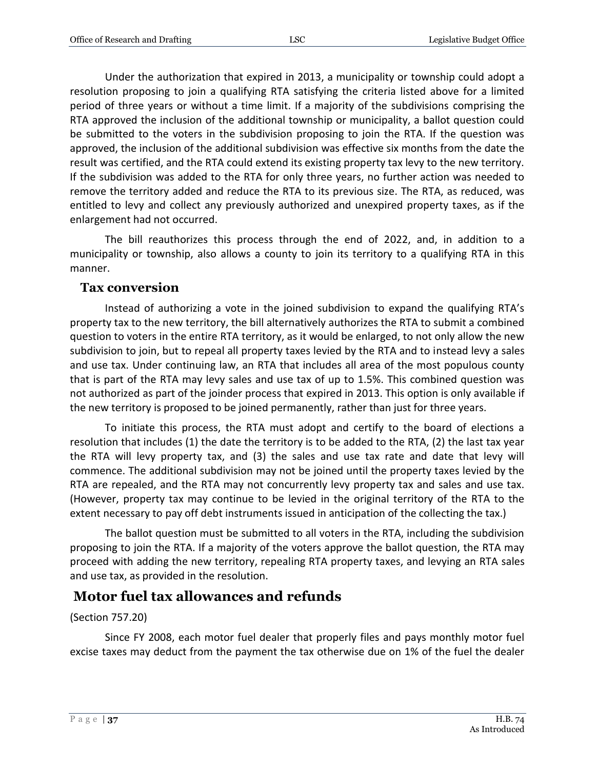Under the authorization that expired in 2013, a municipality or township could adopt a resolution proposing to join a qualifying RTA satisfying the criteria listed above for a limited period of three years or without a time limit. If a majority of the subdivisions comprising the RTA approved the inclusion of the additional township or municipality, a ballot question could be submitted to the voters in the subdivision proposing to join the RTA. If the question was approved, the inclusion of the additional subdivision was effective six months from the date the result was certified, and the RTA could extend its existing property tax levy to the new territory. If the subdivision was added to the RTA for only three years, no further action was needed to remove the territory added and reduce the RTA to its previous size. The RTA, as reduced, was entitled to levy and collect any previously authorized and unexpired property taxes, as if the enlargement had not occurred.

The bill reauthorizes this process through the end of 2022, and, in addition to a municipality or township, also allows a county to join its territory to a qualifying RTA in this manner.

### Tax conversion

Instead of authorizing a vote in the joined subdivision to expand the qualifying RTA's property tax to the new territory, the bill alternatively authorizes the RTA to submit a combined question to voters in the entire RTA territory, as it would be enlarged, to not only allow the new subdivision to join, but to repeal all property taxes levied by the RTA and to instead levy a sales and use tax. Under continuing law, an RTA that includes all area of the most populous county that is part of the RTA may levy sales and use tax of up to 1.5%. This combined question was not authorized as part of the joinder process that expired in 2013. This option is only available if the new territory is proposed to be joined permanently, rather than just for three years.

To initiate this process, the RTA must adopt and certify to the board of elections a resolution that includes (1) the date the territory is to be added to the RTA, (2) the last tax year the RTA will levy property tax, and (3) the sales and use tax rate and date that levy will commence. The additional subdivision may not be joined until the property taxes levied by the RTA are repealed, and the RTA may not concurrently levy property tax and sales and use tax. (However, property tax may continue to be levied in the original territory of the RTA to the extent necessary to pay off debt instruments issued in anticipation of the collecting the tax.)

The ballot question must be submitted to all voters in the RTA, including the subdivision proposing to join the RTA. If a majority of the voters approve the ballot question, the RTA may proceed with adding the new territory, repealing RTA property taxes, and levying an RTA sales and use tax, as provided in the resolution.

## Motor fuel tax allowances and refunds

(Section 757.20)

Since FY 2008, each motor fuel dealer that properly files and pays monthly motor fuel excise taxes may deduct from the payment the tax otherwise due on 1% of the fuel the dealer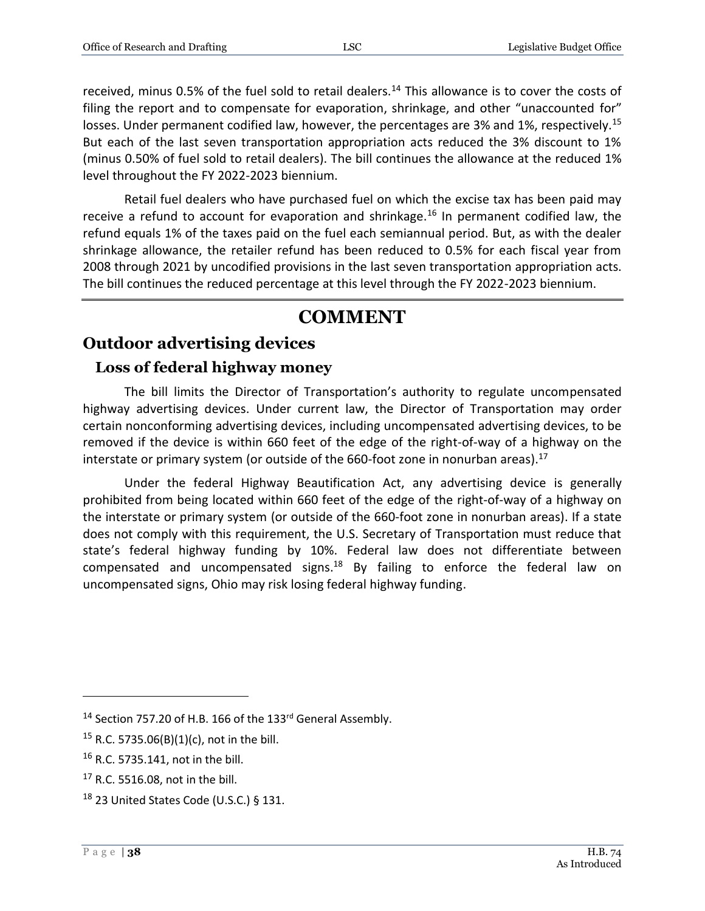received, minus 0.5% of the fuel sold to retail dealers.[14] This allowance is to cover the costs of filing the report and to compensate for evaporation, shrinkage, and other "unaccounted for" losses. Under permanent codified law, however, the percentages are 3% and 1%, respectively.[15] But each of the last seven transportation appropriation acts reduced the 3% discount to 1% (minus 0.50% of fuel sold to retail dealers). The bill continues the allowance at the reduced 1% level throughout the FY 2022-2023 biennium.

Retail fuel dealers who have purchased fuel on which the excise tax has been paid may receive a refund to account for evaporation and shrinkage.[16] In permanent codified law, the refund equals 1% of the taxes paid on the fuel each semiannual period. But, as with the dealer shrinkage allowance, the retailer refund has been reduced to 0.5% for each fiscal year from 2008 through 2021 by uncodified provisions in the last seven transportation appropriation acts. The bill continues the reduced percentage at this level through the FY 2022-2023 biennium.

# COMMENT

## Outdoor advertising devices

### Loss of federal highway money

The bill limits the Director of Transportation's authority to regulate uncompensated highway advertising devices. Under current law, the Director of Transportation may order certain nonconforming advertising devices, including uncompensated advertising devices, to be removed if the device is within 660 feet of the edge of the right-of-way of a highway on the interstate or primary system (or outside of the 660-foot zone in nonurban areas).[17]

Under the federal Highway Beautification Act, any advertising device is generally prohibited from being located within 660 feet of the edge of the right-of-way of a highway on the interstate or primary system (or outside of the 660-foot zone in nonurban areas). If a state does not comply with this requirement, the U.S. Secretary of Transportation must reduce that state's federal highway funding by 10%. Federal law does not differentiate between compensated and uncompensated signs.[18] By failing to enforce the federal law on uncompensated signs, Ohio may risk losing federal highway funding.

---

[14] Section 757.20 of H.B. 166 of the 133rd General Assembly.

[15] R.C. 5735.06(B)(1)(c), not in the bill.

[16] R.C. 5735.141, not in the bill.

[17] R.C. 5516.08, not in the bill.

[18] 23 United States Code (U.S.C.) § 131.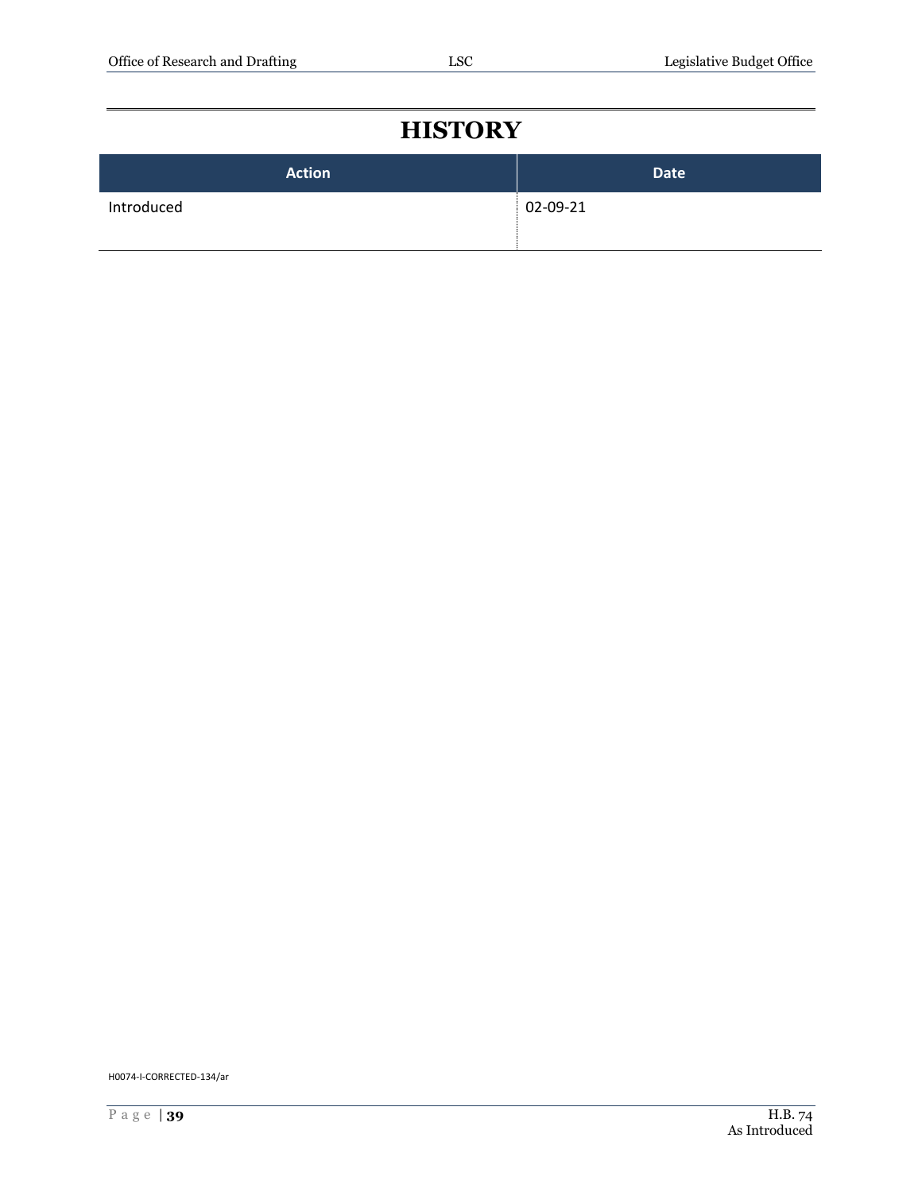# HISTORY

| Action | Date |
| --- | --- |
| Introduced | 02-09-21 |

H0074-I-CORRECTED-134/ar